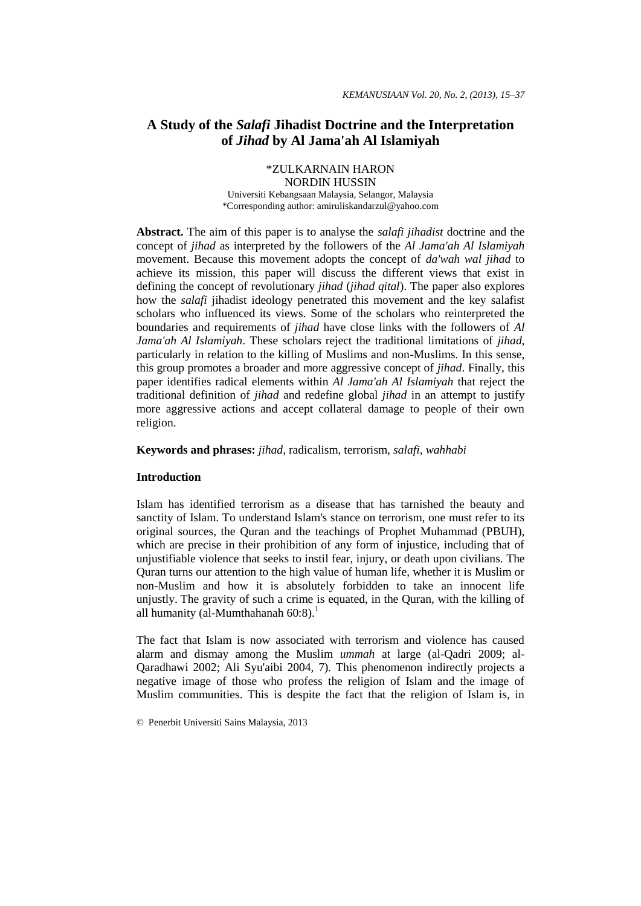# A Study of the *Salafi* Jihadist Doctrine and the Interpretation of *Jihad* by Al Jama'ah Al Islamiyah

*ZULKARNAIN HARON
NORDIN HUSSIN
Universiti Kebangsaan Malaysia, Selangor, Malaysia
*Corresponding author: amiruliskandarzul@yahoo.com

**Abstract.** The aim of this paper is to analyse the *salafi jihadist* doctrine and the concept of *jihad* as interpreted by the followers of the *Al Jama'ah Al Islamiyah* movement. Because this movement adopts the concept of *da'wah wal jihad* to achieve its mission, this paper will discuss the different views that exist in defining the concept of revolutionary *jihad* (*jihad qital*). The paper also explores how the *salafi* jihadist ideology penetrated this movement and the key salafist scholars who influenced its views. Some of the scholars who reinterpreted the boundaries and requirements of *jihad* have close links with the followers of *Al Jama'ah Al Islamiyah*. These scholars reject the traditional limitations of *jihad*, particularly in relation to the killing of Muslims and non-Muslims. In this sense, this group promotes a broader and more aggressive concept of *jihad*. Finally, this paper identifies radical elements within *Al Jama'ah Al Islamiyah* that reject the traditional definition of *jihad* and redefine global *jihad* in an attempt to justify more aggressive actions and accept collateral damage to people of their own religion.

**Keywords and phrases:** *jihad*, radicalism, terrorism, *salafi*, *wahhabi*

## Introduction

Islam has identified terrorism as a disease that has tarnished the beauty and sanctity of Islam. To understand Islam's stance on terrorism, one must refer to its original sources, the Quran and the teachings of Prophet Muhammad (PBUH), which are precise in their prohibition of any form of injustice, including that of unjustifiable violence that seeks to instil fear, injury, or death upon civilians. The Quran turns our attention to the high value of human life, whether it is Muslim or non-Muslim and how it is absolutely forbidden to take an innocent life unjustly. The gravity of such a crime is equated, in the Quran, with the killing of all humanity (al-Mumthahanah 60:8).[1]

The fact that Islam is now associated with terrorism and violence has caused alarm and dismay among the Muslim *ummah* at large (al-Qadri 2009; al-Qaradhawi 2002; Ali Syu'aibi 2004, 7). This phenomenon indirectly projects a negative image of those who profess the religion of Islam and the image of Muslim communities. This is despite the fact that the religion of Islam is, in

© Penerbit Universiti Sains Malaysia, 2013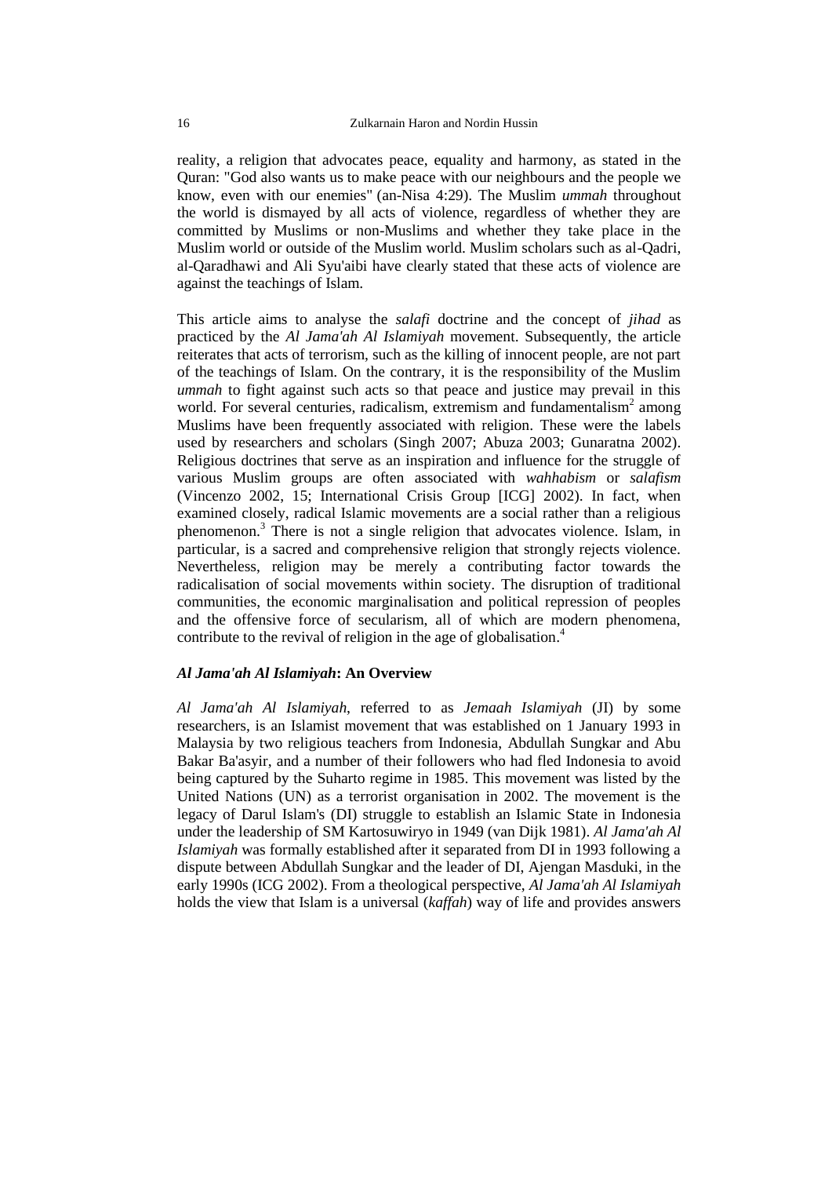reality, a religion that advocates peace, equality and harmony, as stated in the Quran: "God also wants us to make peace with our neighbours and the people we know, even with our enemies" (an-Nisa 4:29). The Muslim *ummah* throughout the world is dismayed by all acts of violence, regardless of whether they are committed by Muslims or non-Muslims and whether they take place in the Muslim world or outside of the Muslim world. Muslim scholars such as al-Qadri, al-Qaradhawi and Ali Syu'aibi have clearly stated that these acts of violence are against the teachings of Islam.

This article aims to analyse the *salafi* doctrine and the concept of *jihad* as practiced by the *Al Jama'ah Al Islamiyah* movement. Subsequently, the article reiterates that acts of terrorism, such as the killing of innocent people, are not part of the teachings of Islam. On the contrary, it is the responsibility of the Muslim *ummah* to fight against such acts so that peace and justice may prevail in this world. For several centuries, radicalism, extremism and fundamentalism[2] among Muslims have been frequently associated with religion. These were the labels used by researchers and scholars (Singh 2007; Abuza 2003; Gunaratna 2002). Religious doctrines that serve as an inspiration and influence for the struggle of various Muslim groups are often associated with *wahhabism* or *salafism* (Vincenzo 2002, 15; International Crisis Group [ICG] 2002). In fact, when examined closely, radical Islamic movements are a social rather than a religious phenomenon.[3] There is not a single religion that advocates violence. Islam, in particular, is a sacred and comprehensive religion that strongly rejects violence. Nevertheless, religion may be merely a contributing factor towards the radicalisation of social movements within society. The disruption of traditional communities, the economic marginalisation and political repression of peoples and the offensive force of secularism, all of which are modern phenomena, contribute to the revival of religion in the age of globalisation.[4]

## *Al Jama'ah Al Islamiyah*: An Overview

*Al Jama'ah Al Islamiyah*, referred to as *Jemaah Islamiyah* (JI) by some researchers, is an Islamist movement that was established on 1 January 1993 in Malaysia by two religious teachers from Indonesia, Abdullah Sungkar and Abu Bakar Ba'asyir, and a number of their followers who had fled Indonesia to avoid being captured by the Suharto regime in 1985. This movement was listed by the United Nations (UN) as a terrorist organisation in 2002. The movement is the legacy of Darul Islam's (DI) struggle to establish an Islamic State in Indonesia under the leadership of SM Kartosuwiryo in 1949 (van Dijk 1981). *Al Jama'ah Al Islamiyah* was formally established after it separated from DI in 1993 following a dispute between Abdullah Sungkar and the leader of DI, Ajengan Masduki, in the early 1990s (ICG 2002). From a theological perspective, *Al Jama'ah Al Islamiyah* holds the view that Islam is a universal (*kaffah*) way of life and provides answers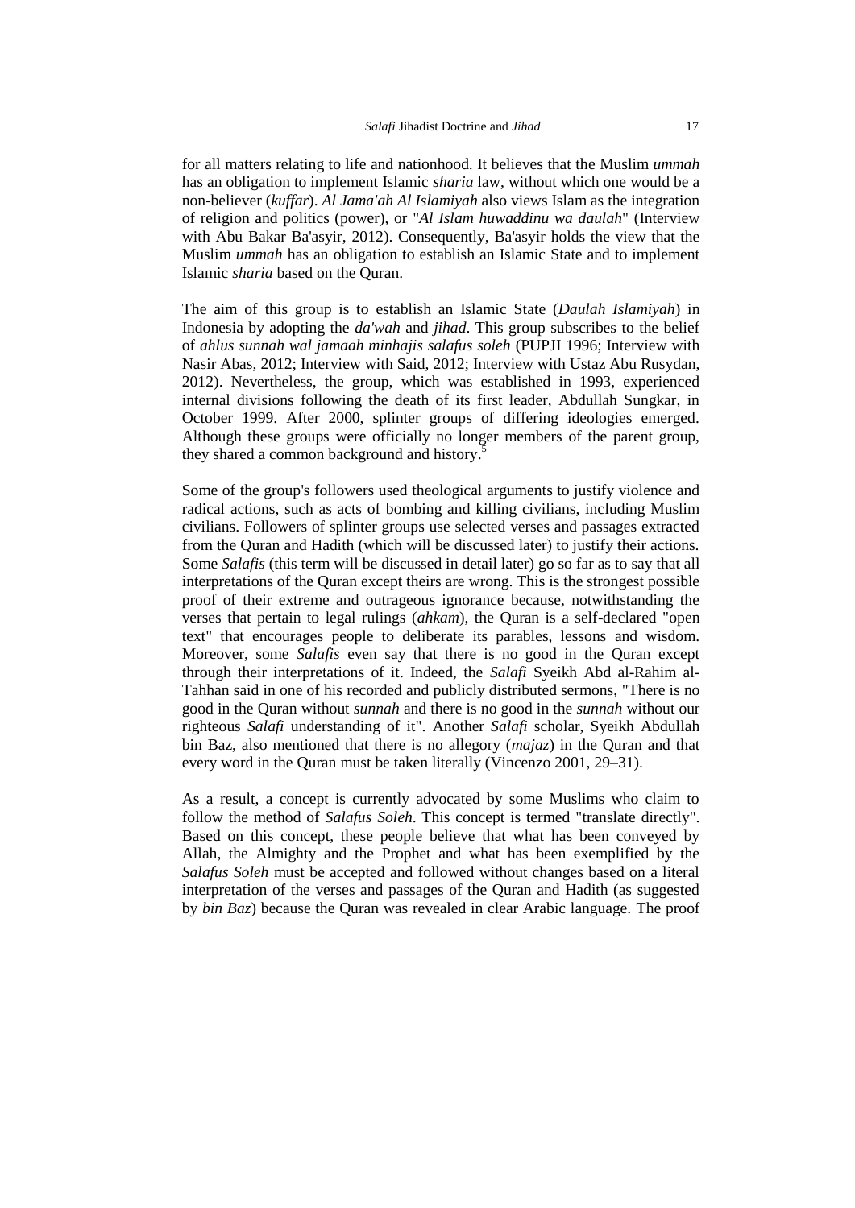for all matters relating to life and nationhood. It believes that the Muslim *ummah* has an obligation to implement Islamic *sharia* law, without which one would be a non-believer (*kuffar*). *Al Jama'ah Al Islamiyah* also views Islam as the integration of religion and politics (power), or "*Al Islam huwaddinu wa daulah*" (Interview with Abu Bakar Ba'asyir, 2012). Consequently, Ba'asyir holds the view that the Muslim *ummah* has an obligation to establish an Islamic State and to implement Islamic *sharia* based on the Quran.

The aim of this group is to establish an Islamic State (*Daulah Islamiyah*) in Indonesia by adopting the *da'wah* and *jihad*. This group subscribes to the belief of *ahlus sunnah wal jamaah minhajis salafus soleh* (PUPJI 1996; Interview with Nasir Abas, 2012; Interview with Said, 2012; Interview with Ustaz Abu Rusydan, 2012). Nevertheless, the group, which was established in 1993, experienced internal divisions following the death of its first leader, Abdullah Sungkar, in October 1999. After 2000, splinter groups of differing ideologies emerged. Although these groups were officially no longer members of the parent group, they shared a common background and history.[5]

Some of the group's followers used theological arguments to justify violence and radical actions, such as acts of bombing and killing civilians, including Muslim civilians. Followers of splinter groups use selected verses and passages extracted from the Quran and Hadith (which will be discussed later) to justify their actions. Some *Salafis* (this term will be discussed in detail later) go so far as to say that all interpretations of the Quran except theirs are wrong. This is the strongest possible proof of their extreme and outrageous ignorance because, notwithstanding the verses that pertain to legal rulings (*ahkam*), the Quran is a self-declared "open text" that encourages people to deliberate its parables, lessons and wisdom. Moreover, some *Salafis* even say that there is no good in the Quran except through their interpretations of it. Indeed, the *Salafi* Syeikh Abd al-Rahim al-Tahhan said in one of his recorded and publicly distributed sermons, "There is no good in the Quran without *sunnah* and there is no good in the *sunnah* without our righteous *Salafi* understanding of it". Another *Salafi* scholar, Syeikh Abdullah bin Baz, also mentioned that there is no allegory (*majaz*) in the Quran and that every word in the Quran must be taken literally (Vincenzo 2001, 29–31).

As a result, a concept is currently advocated by some Muslims who claim to follow the method of *Salafus Soleh*. This concept is termed "translate directly". Based on this concept, these people believe that what has been conveyed by Allah, the Almighty and the Prophet and what has been exemplified by the *Salafus Soleh* must be accepted and followed without changes based on a literal interpretation of the verses and passages of the Quran and Hadith (as suggested by *bin Baz*) because the Quran was revealed in clear Arabic language. The proof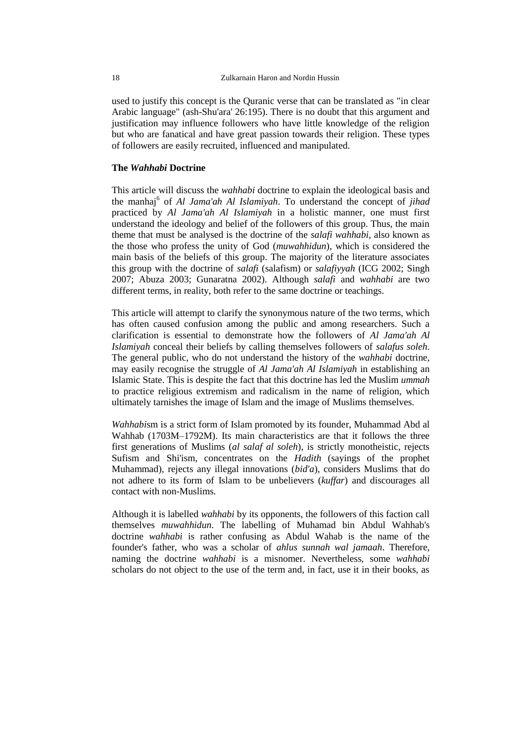used to justify this concept is the Quranic verse that can be translated as "in clear Arabic language" (ash-Shu'ara' 26:195). There is no doubt that this argument and justification may influence followers who have little knowledge of the religion but who are fanatical and have great passion towards their religion. These types of followers are easily recruited, influenced and manipulated.

## The *Wahhabi* Doctrine

This article will discuss the *wahhabi* doctrine to explain the ideological basis and the manhaj[6] of *Al Jama'ah Al Islamiyah*. To understand the concept of *jihad* practiced by *Al Jama'ah Al Islamiyah* in a holistic manner, one must first understand the ideology and belief of the followers of this group. Thus, the main theme that must be analysed is the doctrine of the *salafi wahhabi*, also known as the those who profess the unity of God (*muwahhidun*), which is considered the main basis of the beliefs of this group. The majority of the literature associates this group with the doctrine of *salafi* (salafism) or *salafiyyah* (ICG 2002; Singh 2007; Abuza 2003; Gunaratna 2002). Although *salafi* and *wahhabi* are two different terms, in reality, both refer to the same doctrine or teachings.

This article will attempt to clarify the synonymous nature of the two terms, which has often caused confusion among the public and among researchers. Such a clarification is essential to demonstrate how the followers of *Al Jama'ah Al Islamiyah* conceal their beliefs by calling themselves followers of *salafus soleh*. The general public, who do not understand the history of the *wahhabi* doctrine, may easily recognise the struggle of *Al Jama'ah Al Islamiyah* in establishing an Islamic State. This is despite the fact that this doctrine has led the Muslim *ummah* to practice religious extremism and radicalism in the name of religion, which ultimately tarnishes the image of Islam and the image of Muslims themselves.

*Wahhabi*sm is a strict form of Islam promoted by its founder, Muhammad Abd al Wahhab (1703M–1792M). Its main characteristics are that it follows the three first generations of Muslims (*al salaf al soleh*), is strictly monotheistic, rejects Sufism and Shi'ism, concentrates on the *Hadith* (sayings of the prophet Muhammad), rejects any illegal innovations (*bid'a*), considers Muslims that do not adhere to its form of Islam to be unbelievers (*kuffar*) and discourages all contact with non-Muslims.

Although it is labelled *wahhabi* by its opponents, the followers of this faction call themselves *muwahhidun*. The labelling of Muhamad bin Abdul Wahhab's doctrine *wahhabi* is rather confusing as Abdul Wahab is the name of the founder's father, who was a scholar of *ahlus sunnah wal jamaah*. Therefore, naming the doctrine *wahhabi* is a misnomer. Nevertheless, some *wahhabi* scholars do not object to the use of the term and, in fact, use it in their books, as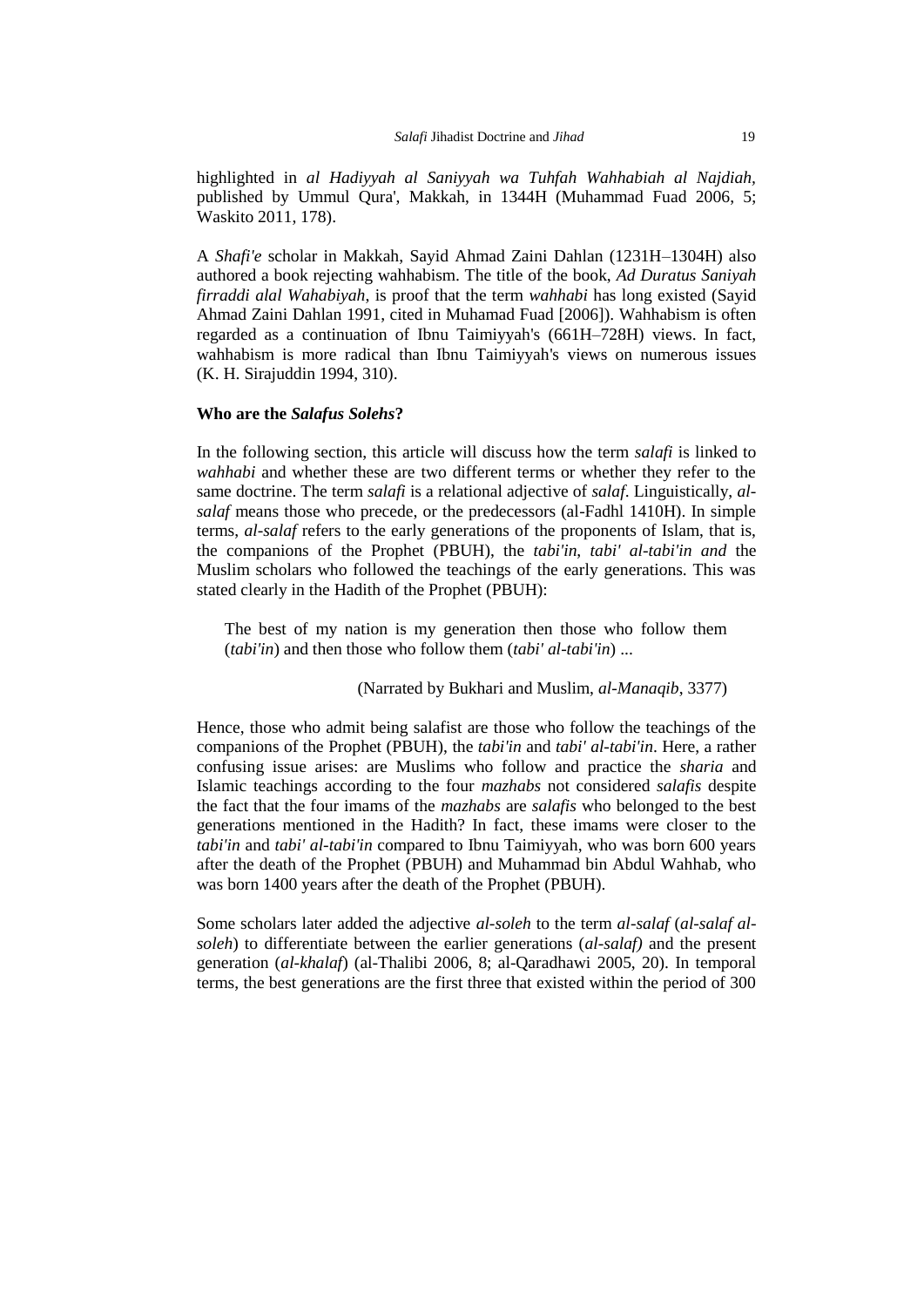highlighted in *al Hadiyyah al Saniyyah wa Tuhfah Wahhabiah al Najdiah*, published by Ummul Qura', Makkah, in 1344H (Muhammad Fuad 2006, 5; Waskito 2011, 178).

A *Shafi'e* scholar in Makkah, Sayid Ahmad Zaini Dahlan (1231H–1304H) also authored a book rejecting wahhabism. The title of the book, *Ad Duratus Saniyah firraddi alal Wahabiyah*, is proof that the term *wahhabi* has long existed (Sayid Ahmad Zaini Dahlan 1991, cited in Muhamad Fuad [2006]). Wahhabism is often regarded as a continuation of Ibnu Taimiyyah's (661H–728H) views. In fact, wahhabism is more radical than Ibnu Taimiyyah's views on numerous issues (K. H. Sirajuddin 1994, 310).

**Who are the *Salafus Solehs*?**

In the following section, this article will discuss how the term *salafi* is linked to *wahhabi* and whether these are two different terms or whether they refer to the same doctrine. The term *salafi* is a relational adjective of *salaf*. Linguistically, *al-salaf* means those who precede, or the predecessors (al-Fadhl 1410H). In simple terms, *al-salaf* refers to the early generations of the proponents of Islam, that is, the companions of the Prophet (PBUH), the *tabi'in*, *tabi' al-tabi'in and* the Muslim scholars who followed the teachings of the early generations. This was stated clearly in the Hadith of the Prophet (PBUH):

> The best of my nation is my generation then those who follow them (*tabi'in*) and then those who follow them (*tabi' al-tabi'in*) ...
>
> (Narrated by Bukhari and Muslim, *al-Manaqib*, 3377)

Hence, those who admit being salafist are those who follow the teachings of the companions of the Prophet (PBUH), the *tabi'in* and *tabi' al-tabi'in*. Here, a rather confusing issue arises: are Muslims who follow and practice the *sharia* and Islamic teachings according to the four *mazhabs* not considered *salafis* despite the fact that the four imams of the *mazhabs* are *salafis* who belonged to the best generations mentioned in the Hadith? In fact, these imams were closer to the *tabi'in* and *tabi' al-tabi'in* compared to Ibnu Taimiyyah, who was born 600 years after the death of the Prophet (PBUH) and Muhammad bin Abdul Wahhab, who was born 1400 years after the death of the Prophet (PBUH).

Some scholars later added the adjective *al-soleh* to the term *al-salaf* (*al-salaf al-soleh*) to differentiate between the earlier generations (*al-salaf)* and the present generation (*al-khalaf*) (al-Thalibi 2006, 8; al-Qaradhawi 2005, 20). In temporal terms, the best generations are the first three that existed within the period of 300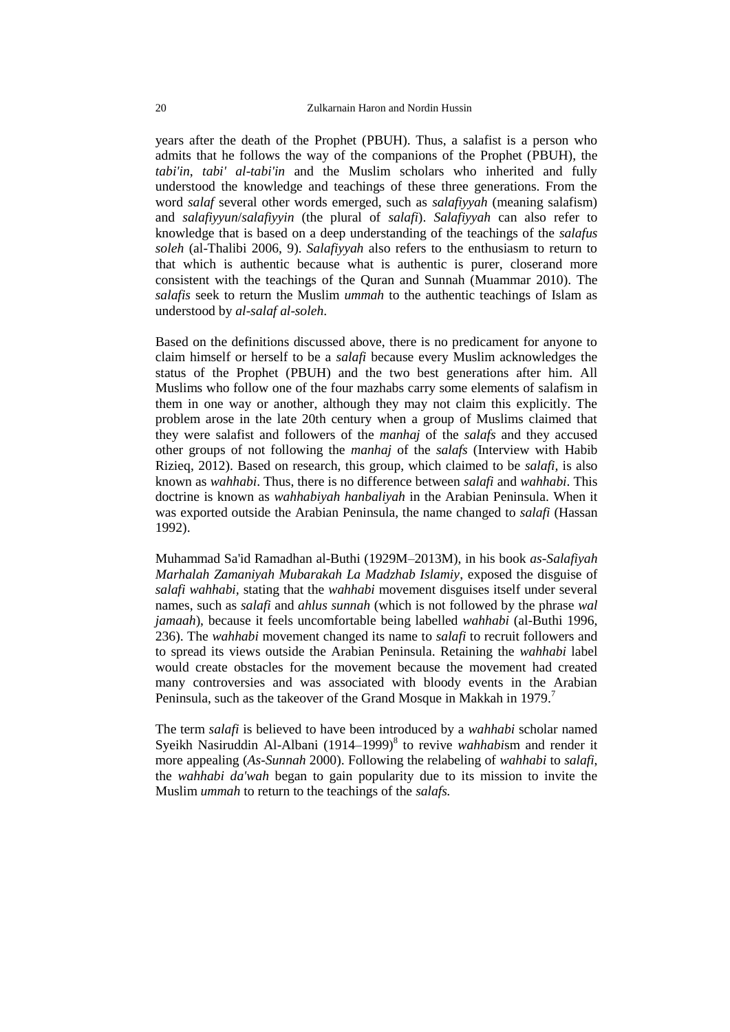years after the death of the Prophet (PBUH). Thus, a salafist is a person who admits that he follows the way of the companions of the Prophet (PBUH), the *tabi'in*, *tabi' al-tabi'in* and the Muslim scholars who inherited and fully understood the knowledge and teachings of these three generations. From the word *salaf* several other words emerged, such as *salafiyyah* (meaning salafism) and *salafiyyun*/*salafiyyin* (the plural of *salafi*). *Salafiyyah* can also refer to knowledge that is based on a deep understanding of the teachings of the *salafus soleh* (al-Thalibi 2006, 9). *Salafiyyah* also refers to the enthusiasm to return to that which is authentic because what is authentic is purer, closerand more consistent with the teachings of the Quran and Sunnah (Muammar 2010). The *salafis* seek to return the Muslim *ummah* to the authentic teachings of Islam as understood by *al-salaf al-soleh*.

Based on the definitions discussed above, there is no predicament for anyone to claim himself or herself to be a *salafi* because every Muslim acknowledges the status of the Prophet (PBUH) and the two best generations after him. All Muslims who follow one of the four mazhabs carry some elements of salafism in them in one way or another, although they may not claim this explicitly. The problem arose in the late 20th century when a group of Muslims claimed that they were salafist and followers of the *manhaj* of the *salafs* and they accused other groups of not following the *manhaj* of the *salafs* (Interview with Habib Rizieq, 2012). Based on research, this group, which claimed to be *salafi*, is also known as *wahhabi*. Thus, there is no difference between *salafi* and *wahhabi*. This doctrine is known as *wahhabiyah hanbaliyah* in the Arabian Peninsula. When it was exported outside the Arabian Peninsula, the name changed to *salafi* (Hassan 1992).

Muhammad Sa'id Ramadhan al-Buthi (1929M–2013M), in his book *as-Salafiyah Marhalah Zamaniyah Mubarakah La Madzhab Islamiy*, exposed the disguise of *salafi wahhabi*, stating that the *wahhabi* movement disguises itself under several names, such as *salafi* and *ahlus sunnah* (which is not followed by the phrase *wal jamaah*), because it feels uncomfortable being labelled *wahhabi* (al-Buthi 1996, 236). The *wahhabi* movement changed its name to *salafi* to recruit followers and to spread its views outside the Arabian Peninsula. Retaining the *wahhabi* label would create obstacles for the movement because the movement had created many controversies and was associated with bloody events in the Arabian Peninsula, such as the takeover of the Grand Mosque in Makkah in 1979.[7]

The term *salafi* is believed to have been introduced by a *wahhabi* scholar named Syeikh Nasiruddin Al-Albani (1914–1999)[8] to revive *wahhabi*sm and render it more appealing (*As-Sunnah* 2000). Following the relabeling of *wahhabi* to *salafi*, the *wahhabi da'wah* began to gain popularity due to its mission to invite the Muslim *ummah* to return to the teachings of the *salafs.*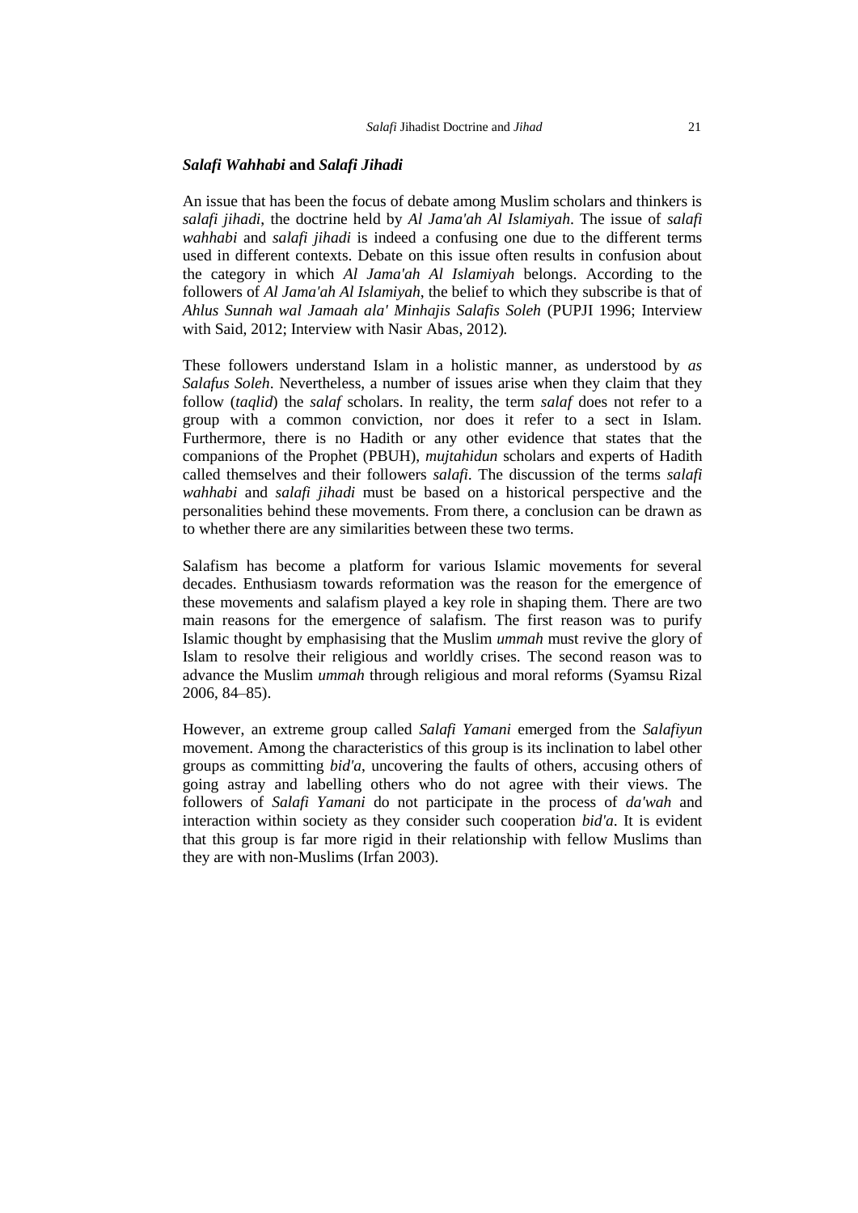### *Salafi Wahhabi* and *Salafi Jihadi*

An issue that has been the focus of debate among Muslim scholars and thinkers is *salafi jihadi*, the doctrine held by *Al Jama'ah Al Islamiyah*. The issue of *salafi wahhabi* and *salafi jihadi* is indeed a confusing one due to the different terms used in different contexts. Debate on this issue often results in confusion about the category in which *Al Jama'ah Al Islamiyah* belongs. According to the followers of *Al Jama'ah Al Islamiyah*, the belief to which they subscribe is that of *Ahlus Sunnah wal Jamaah ala' Minhajis Salafis Soleh* (PUPJI 1996; Interview with Said, 2012; Interview with Nasir Abas, 2012).

These followers understand Islam in a holistic manner, as understood by *as Salafus Soleh*. Nevertheless, a number of issues arise when they claim that they follow (*taqlid*) the *salaf* scholars. In reality, the term *salaf* does not refer to a group with a common conviction, nor does it refer to a sect in Islam. Furthermore, there is no Hadith or any other evidence that states that the companions of the Prophet (PBUH), *mujtahidun* scholars and experts of Hadith called themselves and their followers *salafi*. The discussion of the terms *salafi wahhabi* and *salafi jihadi* must be based on a historical perspective and the personalities behind these movements. From there, a conclusion can be drawn as to whether there are any similarities between these two terms.

Salafism has become a platform for various Islamic movements for several decades. Enthusiasm towards reformation was the reason for the emergence of these movements and salafism played a key role in shaping them. There are two main reasons for the emergence of salafism. The first reason was to purify Islamic thought by emphasising that the Muslim *ummah* must revive the glory of Islam to resolve their religious and worldly crises. The second reason was to advance the Muslim *ummah* through religious and moral reforms (Syamsu Rizal 2006, 84–85).

However, an extreme group called *Salafi Yamani* emerged from the *Salafiyun* movement. Among the characteristics of this group is its inclination to label other groups as committing *bid'a*, uncovering the faults of others, accusing others of going astray and labelling others who do not agree with their views. The followers of *Salafi Yamani* do not participate in the process of *da'wah* and interaction within society as they consider such cooperation *bid'a*. It is evident that this group is far more rigid in their relationship with fellow Muslims than they are with non-Muslims (Irfan 2003).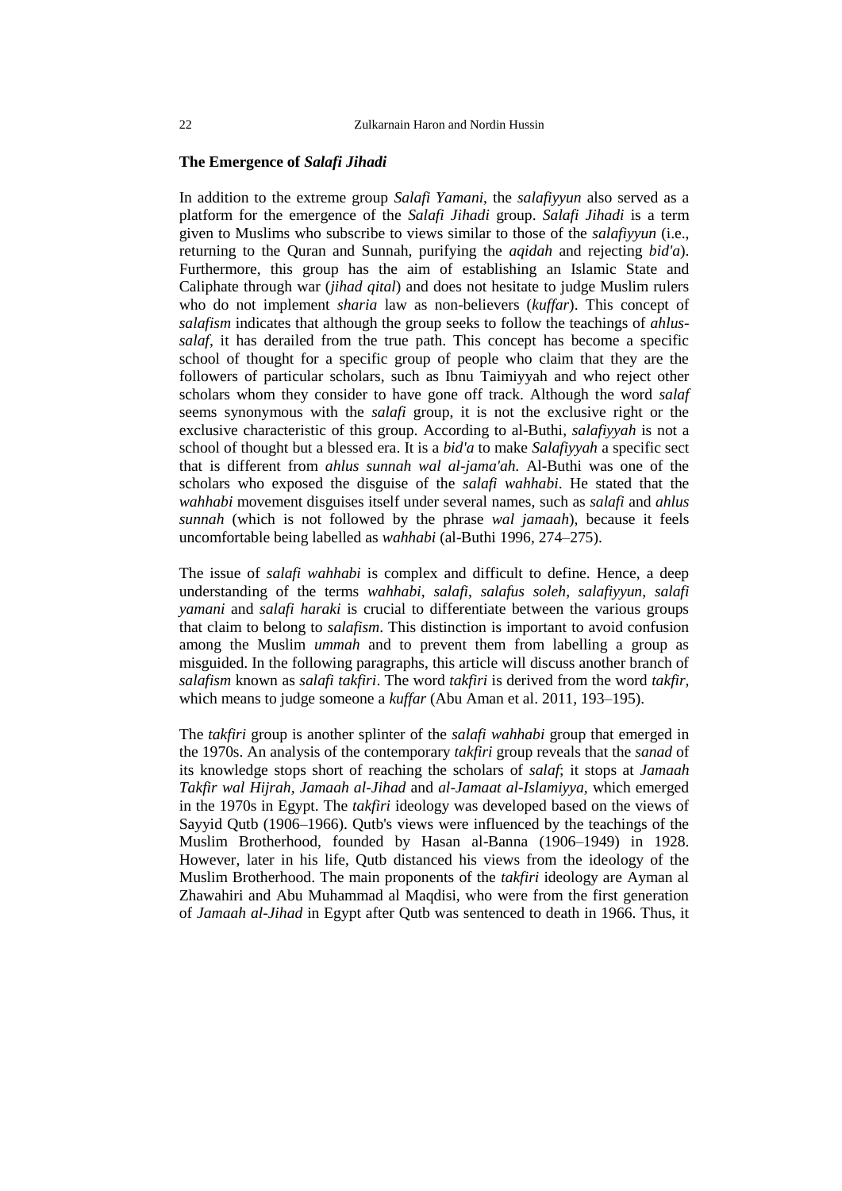### The Emergence of *Salafi Jihadi*

In addition to the extreme group *Salafi Yamani*, the *salafiyyun* also served as a platform for the emergence of the *Salafi Jihadi* group. *Salafi Jihadi* is a term given to Muslims who subscribe to views similar to those of the *salafiyyun* (i.e., returning to the Quran and Sunnah, purifying the *aqidah* and rejecting *bid'a*). Furthermore, this group has the aim of establishing an Islamic State and Caliphate through war (*jihad qital*) and does not hesitate to judge Muslim rulers who do not implement *sharia* law as non-believers (*kuffar*). This concept of *salafism* indicates that although the group seeks to follow the teachings of *ahlus-salaf*, it has derailed from the true path. This concept has become a specific school of thought for a specific group of people who claim that they are the followers of particular scholars, such as Ibnu Taimiyyah and who reject other scholars whom they consider to have gone off track. Although the word *salaf* seems synonymous with the *salafi* group, it is not the exclusive right or the exclusive characteristic of this group. According to al-Buthi, *salafiyyah* is not a school of thought but a blessed era. It is a *bid'a* to make *Salafiyyah* a specific sect that is different from *ahlus sunnah wal al-jama'ah.* Al-Buthi was one of the scholars who exposed the disguise of the *salafi wahhabi*. He stated that the *wahhabi* movement disguises itself under several names, such as *salafi* and *ahlus sunnah* (which is not followed by the phrase *wal jamaah*), because it feels uncomfortable being labelled as *wahhabi* (al-Buthi 1996, 274–275).

The issue of *salafi wahhabi* is complex and difficult to define. Hence, a deep understanding of the terms *wahhabi*, *salafi*, *salafus soleh*, *salafiyyun*, *salafi yamani* and *salafi haraki* is crucial to differentiate between the various groups that claim to belong to *salafism*. This distinction is important to avoid confusion among the Muslim *ummah* and to prevent them from labelling a group as misguided. In the following paragraphs, this article will discuss another branch of *salafism* known as *salafi takfiri*. The word *takfiri* is derived from the word *takfir*, which means to judge someone a *kuffar* (Abu Aman et al. 2011, 193–195).

The *takfiri* group is another splinter of the *salafi wahhabi* group that emerged in the 1970s. An analysis of the contemporary *takfiri* group reveals that the *sanad* of its knowledge stops short of reaching the scholars of *salaf*; it stops at *Jamaah Takfir wal Hijrah*, *Jamaah al-Jihad* and *al-Jamaat al-Islamiyya*, which emerged in the 1970s in Egypt. The *takfiri* ideology was developed based on the views of Sayyid Qutb (1906–1966). Qutb's views were influenced by the teachings of the Muslim Brotherhood, founded by Hasan al-Banna (1906–1949) in 1928. However, later in his life, Qutb distanced his views from the ideology of the Muslim Brotherhood. The main proponents of the *takfiri* ideology are Ayman al Zhawahiri and Abu Muhammad al Maqdisi, who were from the first generation of *Jamaah al-Jihad* in Egypt after Qutb was sentenced to death in 1966. Thus, it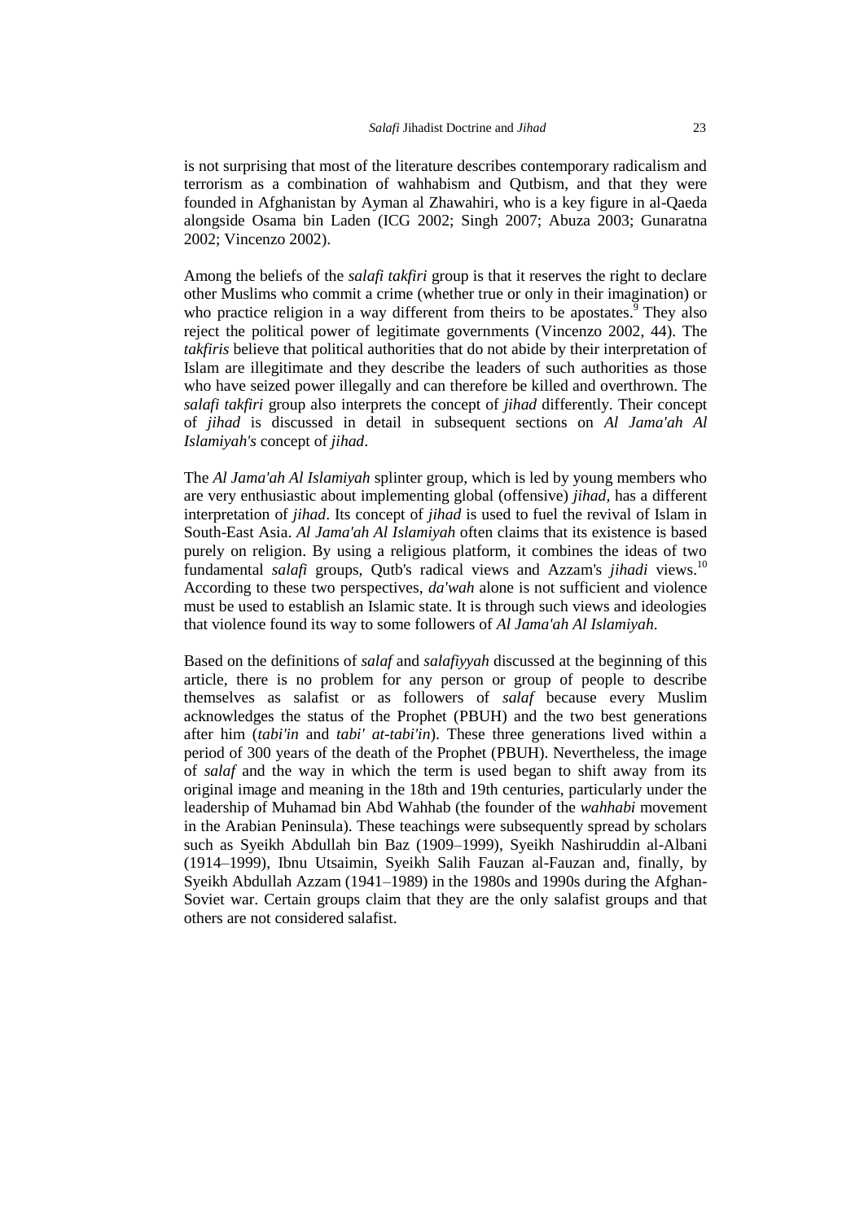is not surprising that most of the literature describes contemporary radicalism and terrorism as a combination of wahhabism and Qutbism, and that they were founded in Afghanistan by Ayman al Zhawahiri, who is a key figure in al-Qaeda alongside Osama bin Laden (ICG 2002; Singh 2007; Abuza 2003; Gunaratna 2002; Vincenzo 2002).

Among the beliefs of the *salafi takfiri* group is that it reserves the right to declare other Muslims who commit a crime (whether true or only in their imagination) or who practice religion in a way different from theirs to be apostates.[9] They also reject the political power of legitimate governments (Vincenzo 2002, 44). The *takfiris* believe that political authorities that do not abide by their interpretation of Islam are illegitimate and they describe the leaders of such authorities as those who have seized power illegally and can therefore be killed and overthrown. The *salafi takfiri* group also interprets the concept of *jihad* differently. Their concept of *jihad* is discussed in detail in subsequent sections on *Al Jama'ah Al Islamiyah's* concept of *jihad*.

The *Al Jama'ah Al Islamiyah* splinter group, which is led by young members who are very enthusiastic about implementing global (offensive) *jihad*, has a different interpretation of *jihad*. Its concept of *jihad* is used to fuel the revival of Islam in South-East Asia. *Al Jama'ah Al Islamiyah* often claims that its existence is based purely on religion. By using a religious platform, it combines the ideas of two fundamental *salafi* groups, Qutb's radical views and Azzam's *jihadi* views.[10] According to these two perspectives, *da'wah* alone is not sufficient and violence must be used to establish an Islamic state. It is through such views and ideologies that violence found its way to some followers of *Al Jama'ah Al Islamiyah*.

Based on the definitions of *salaf* and *salafiyyah* discussed at the beginning of this article, there is no problem for any person or group of people to describe themselves as salafist or as followers of *salaf* because every Muslim acknowledges the status of the Prophet (PBUH) and the two best generations after him (*tabi'in* and *tabi' at-tabi'in*). These three generations lived within a period of 300 years of the death of the Prophet (PBUH). Nevertheless, the image of *salaf* and the way in which the term is used began to shift away from its original image and meaning in the 18th and 19th centuries, particularly under the leadership of Muhamad bin Abd Wahhab (the founder of the *wahhabi* movement in the Arabian Peninsula). These teachings were subsequently spread by scholars such as Syeikh Abdullah bin Baz (1909–1999), Syeikh Nashiruddin al-Albani (1914–1999), Ibnu Utsaimin, Syeikh Salih Fauzan al-Fauzan and, finally, by Syeikh Abdullah Azzam (1941–1989) in the 1980s and 1990s during the Afghan-Soviet war. Certain groups claim that they are the only salafist groups and that others are not considered salafist.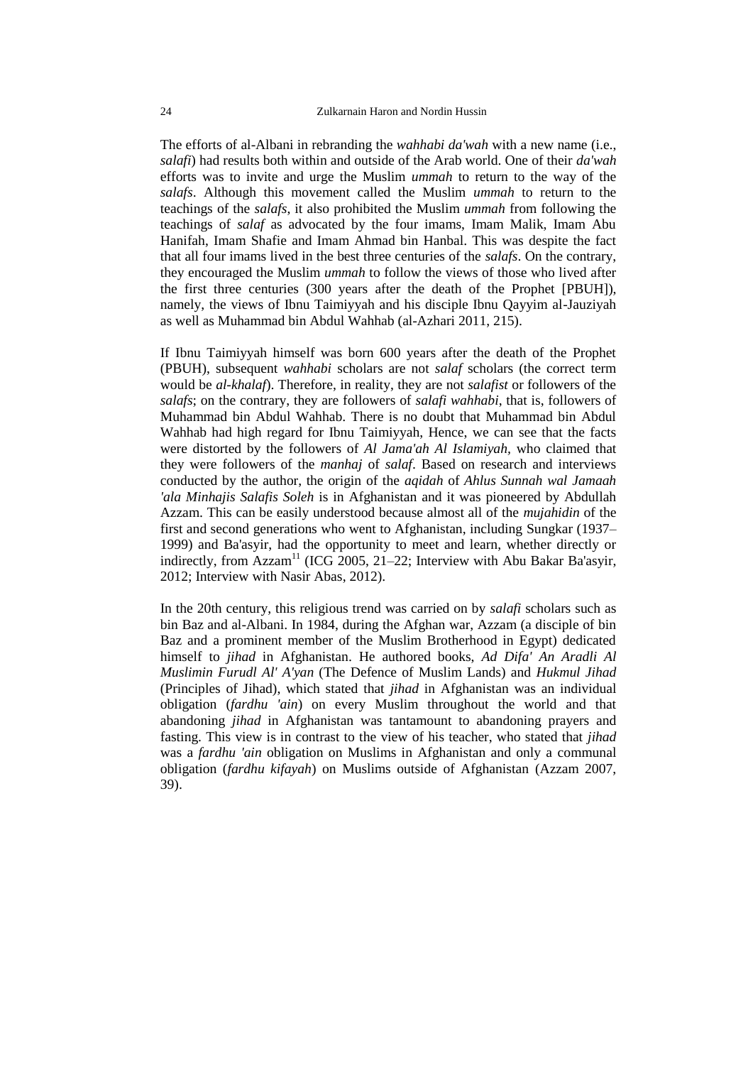The efforts of al-Albani in rebranding the *wahhabi da'wah* with a new name (i.e., *salafi*) had results both within and outside of the Arab world. One of their *da'wah* efforts was to invite and urge the Muslim *ummah* to return to the way of the *salafs*. Although this movement called the Muslim *ummah* to return to the teachings of the *salafs*, it also prohibited the Muslim *ummah* from following the teachings of *salaf* as advocated by the four imams, Imam Malik, Imam Abu Hanifah, Imam Shafie and Imam Ahmad bin Hanbal. This was despite the fact that all four imams lived in the best three centuries of the *salafs*. On the contrary, they encouraged the Muslim *ummah* to follow the views of those who lived after the first three centuries (300 years after the death of the Prophet [PBUH]), namely, the views of Ibnu Taimiyyah and his disciple Ibnu Qayyim al-Jauziyah as well as Muhammad bin Abdul Wahhab (al-Azhari 2011, 215).

If Ibnu Taimiyyah himself was born 600 years after the death of the Prophet (PBUH), subsequent *wahhabi* scholars are not *salaf* scholars (the correct term would be *al-khalaf*). Therefore, in reality, they are not *salafist* or followers of the *salafs*; on the contrary, they are followers of *salafi wahhabi*, that is, followers of Muhammad bin Abdul Wahhab. There is no doubt that Muhammad bin Abdul Wahhab had high regard for Ibnu Taimiyyah, Hence, we can see that the facts were distorted by the followers of *Al Jama'ah Al Islamiyah,* who claimed that they were followers of the *manhaj* of *salaf*. Based on research and interviews conducted by the author, the origin of the *aqidah* of *Ahlus Sunnah wal Jamaah 'ala Minhajis Salafis Soleh* is in Afghanistan and it was pioneered by Abdullah Azzam. This can be easily understood because almost all of the *mujahidin* of the first and second generations who went to Afghanistan, including Sungkar (1937–1999) and Ba'asyir, had the opportunity to meet and learn, whether directly or indirectly, from Azzam[11] (ICG 2005, 21–22; Interview with Abu Bakar Ba'asyir, 2012; Interview with Nasir Abas, 2012).

In the 20th century, this religious trend was carried on by *salafi* scholars such as bin Baz and al-Albani. In 1984, during the Afghan war, Azzam (a disciple of bin Baz and a prominent member of the Muslim Brotherhood in Egypt) dedicated himself to *jihad* in Afghanistan. He authored books, *Ad Difa' An Aradli Al Muslimin Furudl Al' A'yan* (The Defence of Muslim Lands) and *Hukmul Jihad* (Principles of Jihad), which stated that *jihad* in Afghanistan was an individual obligation (*fardhu 'ain*) on every Muslim throughout the world and that abandoning *jihad* in Afghanistan was tantamount to abandoning prayers and fasting. This view is in contrast to the view of his teacher, who stated that *jihad* was a *fardhu 'ain* obligation on Muslims in Afghanistan and only a communal obligation (*fardhu kifayah*) on Muslims outside of Afghanistan (Azzam 2007, 39).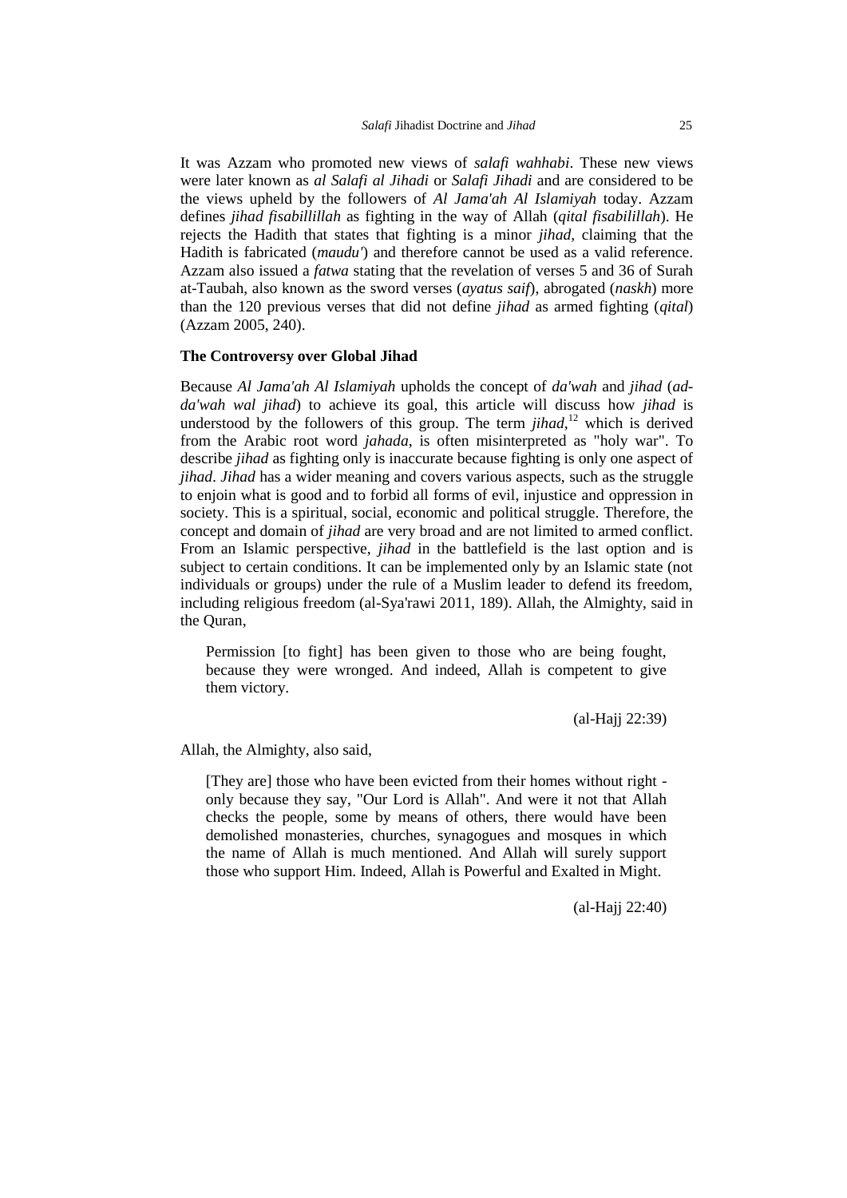It was Azzam who promoted new views of *salafi wahhabi*. These new views were later known as *al Salafi al Jihadi* or *Salafi Jihadi* and are considered to be the views upheld by the followers of *Al Jama'ah Al Islamiyah* today. Azzam defines *jihad fisabillillah* as fighting in the way of Allah (*qital fisabilillah*). He rejects the Hadith that states that fighting is a minor *jihad*, claiming that the Hadith is fabricated (*maudu'*) and therefore cannot be used as a valid reference. Azzam also issued a *fatwa* stating that the revelation of verses 5 and 36 of Surah at-Taubah, also known as the sword verses (*ayatus saif*), abrogated (*naskh*) more than the 120 previous verses that did not define *jihad* as armed fighting (*qital*) (Azzam 2005, 240).

**The Controversy over Global Jihad**

Because *Al Jama'ah Al Islamiyah* upholds the concept of *da'wah* and *jihad* (*ad-da'wah wal jihad*) to achieve its goal, this article will discuss how *jihad* is understood by the followers of this group. The term *jihad*,[12] which is derived from the Arabic root word *jahada*, is often misinterpreted as "holy war". To describe *jihad* as fighting only is inaccurate because fighting is only one aspect of *jihad*. *Jihad* has a wider meaning and covers various aspects, such as the struggle to enjoin what is good and to forbid all forms of evil, injustice and oppression in society. This is a spiritual, social, economic and political struggle. Therefore, the concept and domain of *jihad* are very broad and are not limited to armed conflict. From an Islamic perspective, *jihad* in the battlefield is the last option and is subject to certain conditions. It can be implemented only by an Islamic state (not individuals or groups) under the rule of a Muslim leader to defend its freedom, including religious freedom (al-Sya'rawi 2011, 189). Allah, the Almighty, said in the Quran,

> Permission [to fight] has been given to those who are being fought, because they were wronged. And indeed, Allah is competent to give them victory.
>
> (al-Hajj 22:39)

Allah, the Almighty, also said,

> [They are] those who have been evicted from their homes without right - only because they say, "Our Lord is Allah". And were it not that Allah checks the people, some by means of others, there would have been demolished monasteries, churches, synagogues and mosques in which the name of Allah is much mentioned. And Allah will surely support those who support Him. Indeed, Allah is Powerful and Exalted in Might.
>
> (al-Hajj 22:40)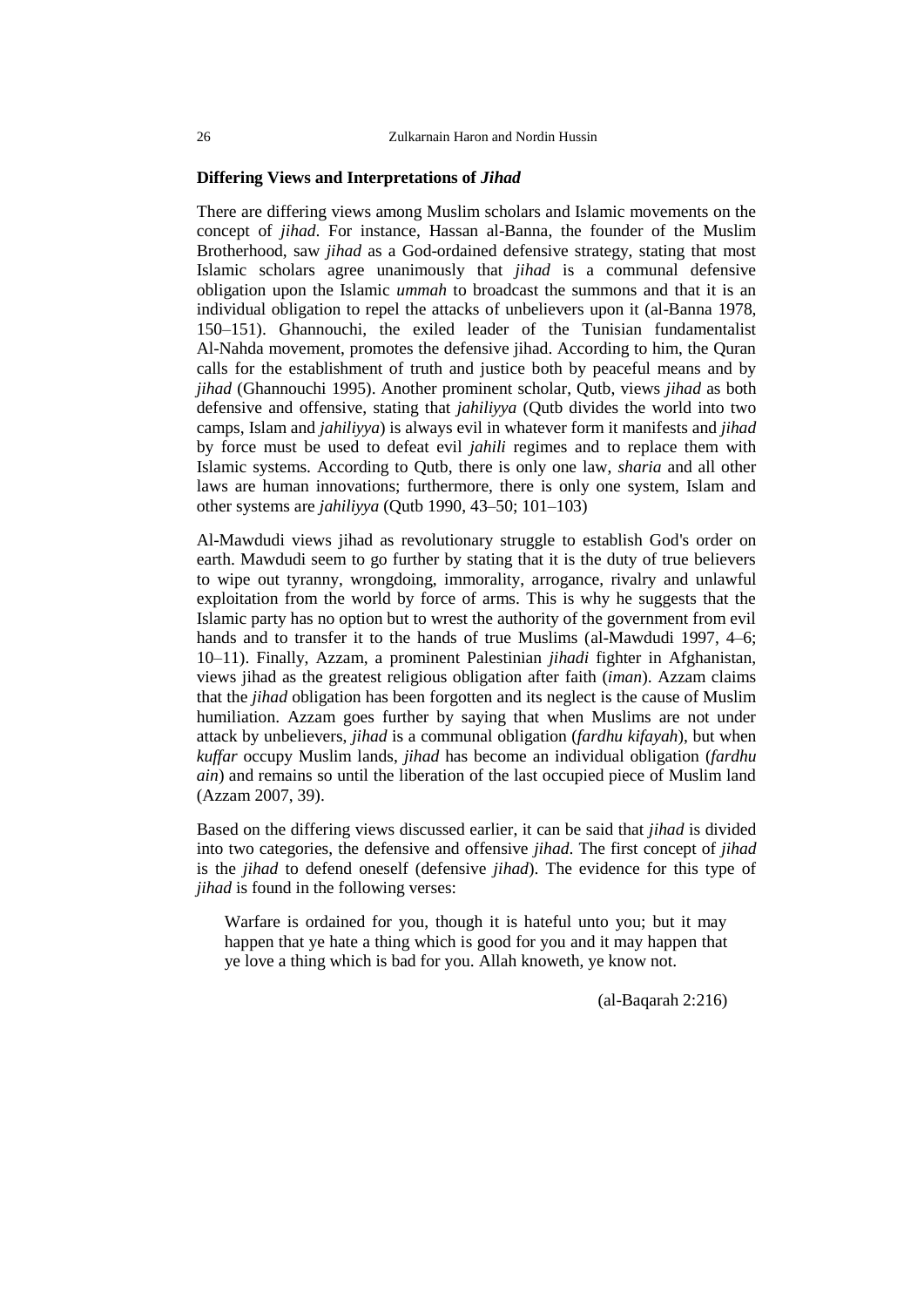### Differing Views and Interpretations of *Jihad*

There are differing views among Muslim scholars and Islamic movements on the concept of *jihad*. For instance, Hassan al-Banna, the founder of the Muslim Brotherhood, saw *jihad* as a God-ordained defensive strategy, stating that most Islamic scholars agree unanimously that *jihad* is a communal defensive obligation upon the Islamic *ummah* to broadcast the summons and that it is an individual obligation to repel the attacks of unbelievers upon it (al-Banna 1978, 150–151). Ghannouchi, the exiled leader of the Tunisian fundamentalist Al-Nahda movement, promotes the defensive jihad. According to him, the Quran calls for the establishment of truth and justice both by peaceful means and by *jihad* (Ghannouchi 1995). Another prominent scholar, Qutb, views *jihad* as both defensive and offensive, stating that *jahiliyya* (Qutb divides the world into two camps, Islam and *jahiliyya*) is always evil in whatever form it manifests and *jihad* by force must be used to defeat evil *jahili* regimes and to replace them with Islamic systems. According to Qutb, there is only one law, *sharia* and all other laws are human innovations; furthermore, there is only one system, Islam and other systems are *jahiliyya* (Qutb 1990, 43–50; 101–103)

Al-Mawdudi views jihad as revolutionary struggle to establish God's order on earth. Mawdudi seem to go further by stating that it is the duty of true believers to wipe out tyranny, wrongdoing, immorality, arrogance, rivalry and unlawful exploitation from the world by force of arms. This is why he suggests that the Islamic party has no option but to wrest the authority of the government from evil hands and to transfer it to the hands of true Muslims (al-Mawdudi 1997, 4–6; 10–11). Finally, Azzam, a prominent Palestinian *jihadi* fighter in Afghanistan, views jihad as the greatest religious obligation after faith (*iman*). Azzam claims that the *jihad* obligation has been forgotten and its neglect is the cause of Muslim humiliation. Azzam goes further by saying that when Muslims are not under attack by unbelievers, *jihad* is a communal obligation (*fardhu kifayah*), but when *kuffar* occupy Muslim lands, *jihad* has become an individual obligation (*fardhu ain*) and remains so until the liberation of the last occupied piece of Muslim land (Azzam 2007, 39).

Based on the differing views discussed earlier, it can be said that *jihad* is divided into two categories, the defensive and offensive *jihad*. The first concept of *jihad* is the *jihad* to defend oneself (defensive *jihad*). The evidence for this type of *jihad* is found in the following verses:

> Warfare is ordained for you, though it is hateful unto you; but it may happen that ye hate a thing which is good for you and it may happen that ye love a thing which is bad for you. Allah knoweth, ye know not.
>
> (al-Baqarah 2:216)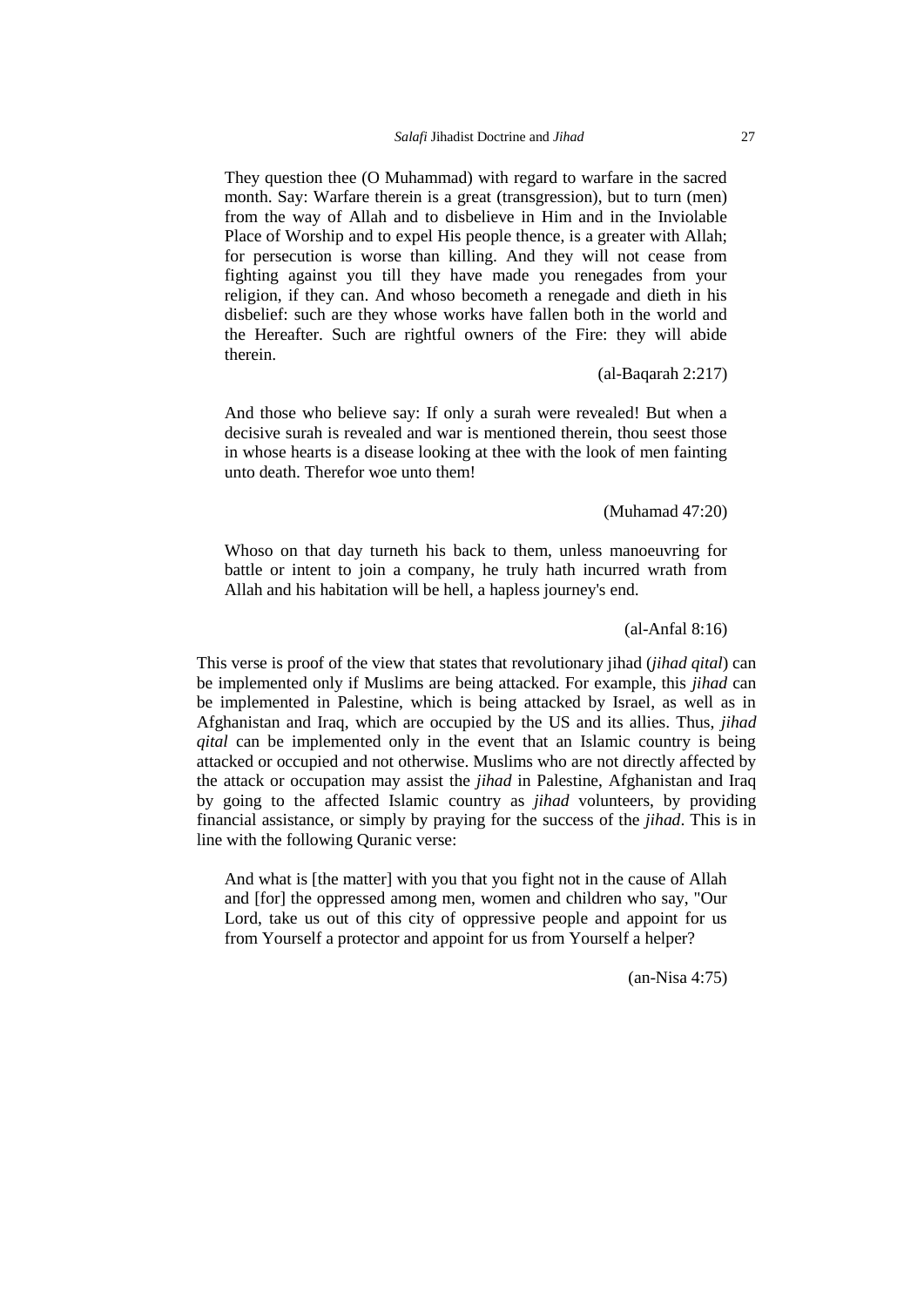> They question thee (O Muhammad) with regard to warfare in the sacred month. Say: Warfare therein is a great (transgression), but to turn (men) from the way of Allah and to disbelieve in Him and in the Inviolable Place of Worship and to expel His people thence, is a greater with Allah; for persecution is worse than killing. And they will not cease from fighting against you till they have made you renegades from your religion, if they can. And whoso becometh a renegade and dieth in his disbelief: such are they whose works have fallen both in the world and the Hereafter. Such are rightful owners of the Fire: they will abide therein.
>
> (al-Baqarah 2:217)

> And those who believe say: If only a surah were revealed! But when a decisive surah is revealed and war is mentioned therein, thou seest those in whose hearts is a disease looking at thee with the look of men fainting unto death. Therefor woe unto them!
>
> (Muhamad 47:20)

> Whoso on that day turneth his back to them, unless manoeuvring for battle or intent to join a company, he truly hath incurred wrath from Allah and his habitation will be hell, a hapless journey's end.
>
> (al-Anfal 8:16)

This verse is proof of the view that states that revolutionary jihad (*jihad qital*) can be implemented only if Muslims are being attacked. For example, this *jihad* can be implemented in Palestine, which is being attacked by Israel, as well as in Afghanistan and Iraq, which are occupied by the US and its allies. Thus, *jihad qital* can be implemented only in the event that an Islamic country is being attacked or occupied and not otherwise. Muslims who are not directly affected by the attack or occupation may assist the *jihad* in Palestine, Afghanistan and Iraq by going to the affected Islamic country as *jihad* volunteers, by providing financial assistance, or simply by praying for the success of the *jihad*. This is in line with the following Quranic verse:

> And what is [the matter] with you that you fight not in the cause of Allah and [for] the oppressed among men, women and children who say, "Our Lord, take us out of this city of oppressive people and appoint for us from Yourself a protector and appoint for us from Yourself a helper?
>
> (an-Nisa 4:75)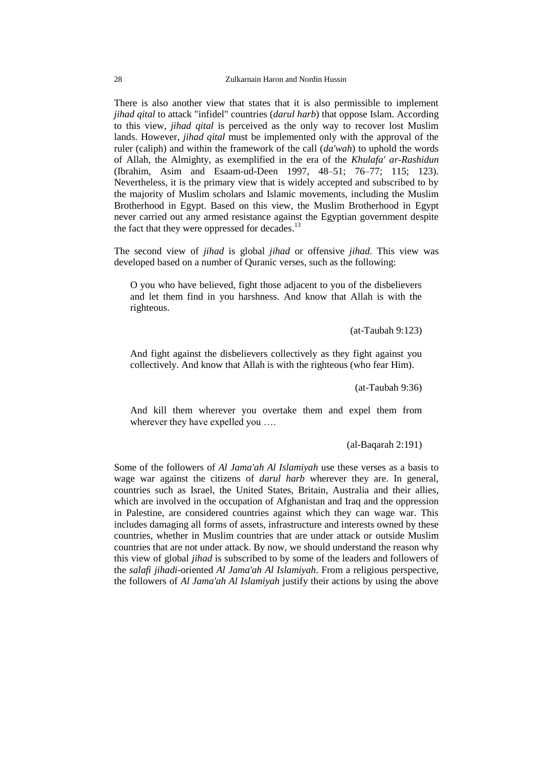There is also another view that states that it is also permissible to implement *jihad qital* to attack "infidel" countries (*darul harb*) that oppose Islam. According to this view, *jihad qital* is perceived as the only way to recover lost Muslim lands. However, *jihad qital* must be implemented only with the approval of the ruler (caliph) and within the framework of the call (*da'wah*) to uphold the words of Allah, the Almighty, as exemplified in the era of the *Khulafa' ar-Rashidun* (Ibrahim, Asim and Esaam-ud-Deen 1997, 48–51; 76–77; 115; 123). Nevertheless, it is the primary view that is widely accepted and subscribed to by the majority of Muslim scholars and Islamic movements, including the Muslim Brotherhood in Egypt. Based on this view, the Muslim Brotherhood in Egypt never carried out any armed resistance against the Egyptian government despite the fact that they were oppressed for decades.[13]

The second view of *jihad* is global *jihad* or offensive *jihad*. This view was developed based on a number of Quranic verses, such as the following:

> O you who have believed, fight those adjacent to you of the disbelievers and let them find in you harshness. And know that Allah is with the righteous.
>
> (at-Taubah 9:123)

> And fight against the disbelievers collectively as they fight against you collectively. And know that Allah is with the righteous (who fear Him).
>
> (at-Taubah 9:36)

> And kill them wherever you overtake them and expel them from wherever they have expelled you ….
>
> (al-Baqarah 2:191)

Some of the followers of *Al Jama'ah Al Islamiyah* use these verses as a basis to wage war against the citizens of *darul harb* wherever they are. In general, countries such as Israel, the United States, Britain, Australia and their allies, which are involved in the occupation of Afghanistan and Iraq and the oppression in Palestine, are considered countries against which they can wage war. This includes damaging all forms of assets, infrastructure and interests owned by these countries, whether in Muslim countries that are under attack or outside Muslim countries that are not under attack. By now, we should understand the reason why this view of global *jihad* is subscribed to by some of the leaders and followers of the *salafi jihadi*-oriented *Al Jama'ah Al Islamiyah*. From a religious perspective, the followers of *Al Jama'ah Al Islamiyah* justify their actions by using the above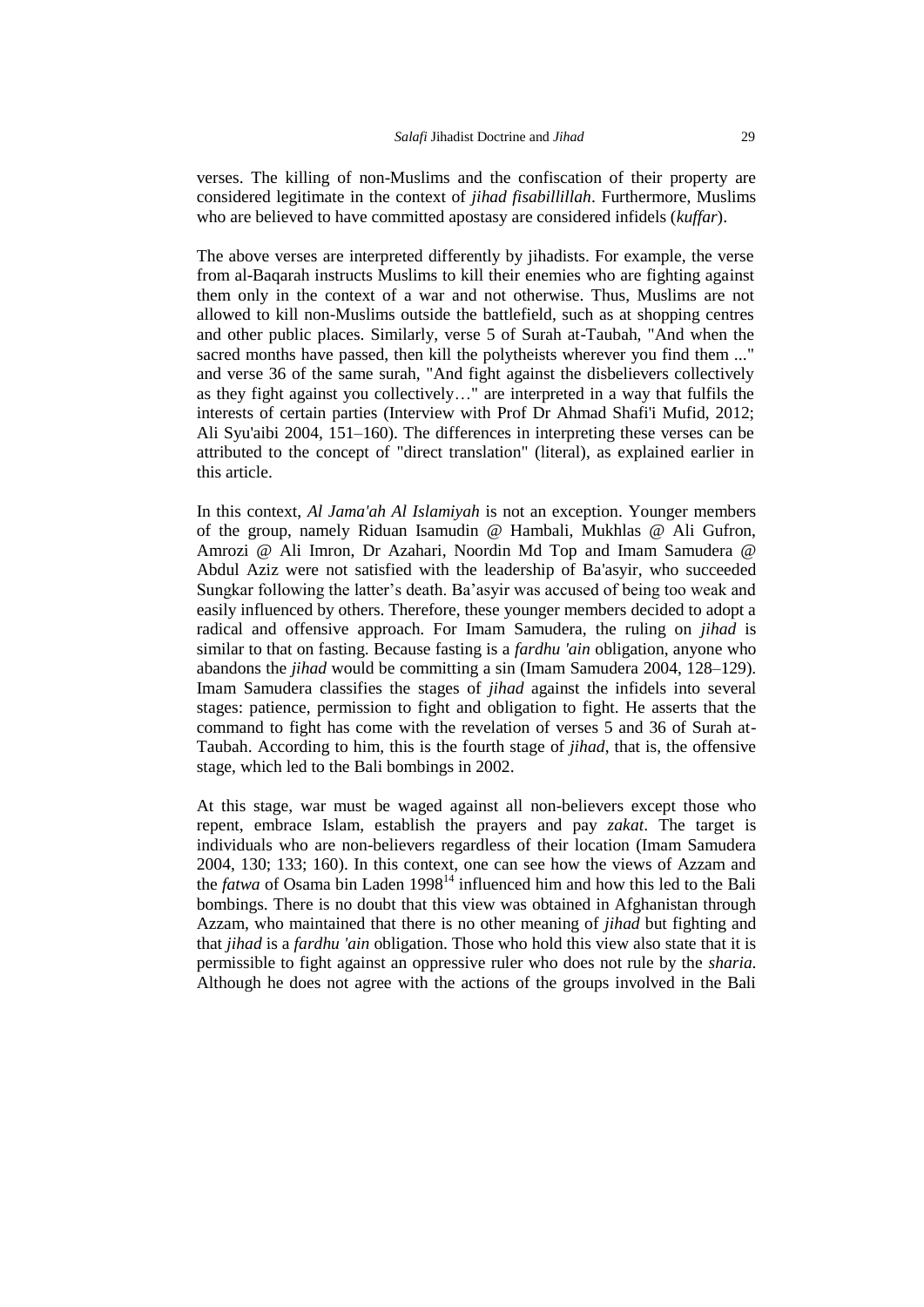verses. The killing of non-Muslims and the confiscation of their property are considered legitimate in the context of *jihad fisabillillah*. Furthermore, Muslims who are believed to have committed apostasy are considered infidels (*kuffar*).

The above verses are interpreted differently by jihadists. For example, the verse from al-Baqarah instructs Muslims to kill their enemies who are fighting against them only in the context of a war and not otherwise. Thus, Muslims are not allowed to kill non-Muslims outside the battlefield, such as at shopping centres and other public places. Similarly, verse 5 of Surah at-Taubah, "And when the sacred months have passed, then kill the polytheists wherever you find them ..." and verse 36 of the same surah, "And fight against the disbelievers collectively as they fight against you collectively…" are interpreted in a way that fulfils the interests of certain parties (Interview with Prof Dr Ahmad Shafi'i Mufid, 2012; Ali Syu'aibi 2004, 151–160). The differences in interpreting these verses can be attributed to the concept of "direct translation" (literal), as explained earlier in this article.

In this context, *Al Jama'ah Al Islamiyah* is not an exception. Younger members of the group, namely Riduan Isamudin @ Hambali, Mukhlas @ Ali Gufron, Amrozi @ Ali Imron, Dr Azahari, Noordin Md Top and Imam Samudera @ Abdul Aziz were not satisfied with the leadership of Ba'asyir, who succeeded Sungkar following the latter's death. Ba'asyir was accused of being too weak and easily influenced by others. Therefore, these younger members decided to adopt a radical and offensive approach. For Imam Samudera, the ruling on *jihad* is similar to that on fasting. Because fasting is a *fardhu 'ain* obligation, anyone who abandons the *jihad* would be committing a sin (Imam Samudera 2004, 128–129). Imam Samudera classifies the stages of *jihad* against the infidels into several stages: patience, permission to fight and obligation to fight. He asserts that the command to fight has come with the revelation of verses 5 and 36 of Surah at-Taubah. According to him, this is the fourth stage of *jihad*, that is, the offensive stage, which led to the Bali bombings in 2002.

At this stage, war must be waged against all non-believers except those who repent, embrace Islam, establish the prayers and pay *zakat*. The target is individuals who are non-believers regardless of their location (Imam Samudera 2004, 130; 133; 160). In this context, one can see how the views of Azzam and the *fatwa* of Osama bin Laden 1998[14] influenced him and how this led to the Bali bombings. There is no doubt that this view was obtained in Afghanistan through Azzam, who maintained that there is no other meaning of *jihad* but fighting and that *jihad* is a *fardhu 'ain* obligation. Those who hold this view also state that it is permissible to fight against an oppressive ruler who does not rule by the *sharia*. Although he does not agree with the actions of the groups involved in the Bali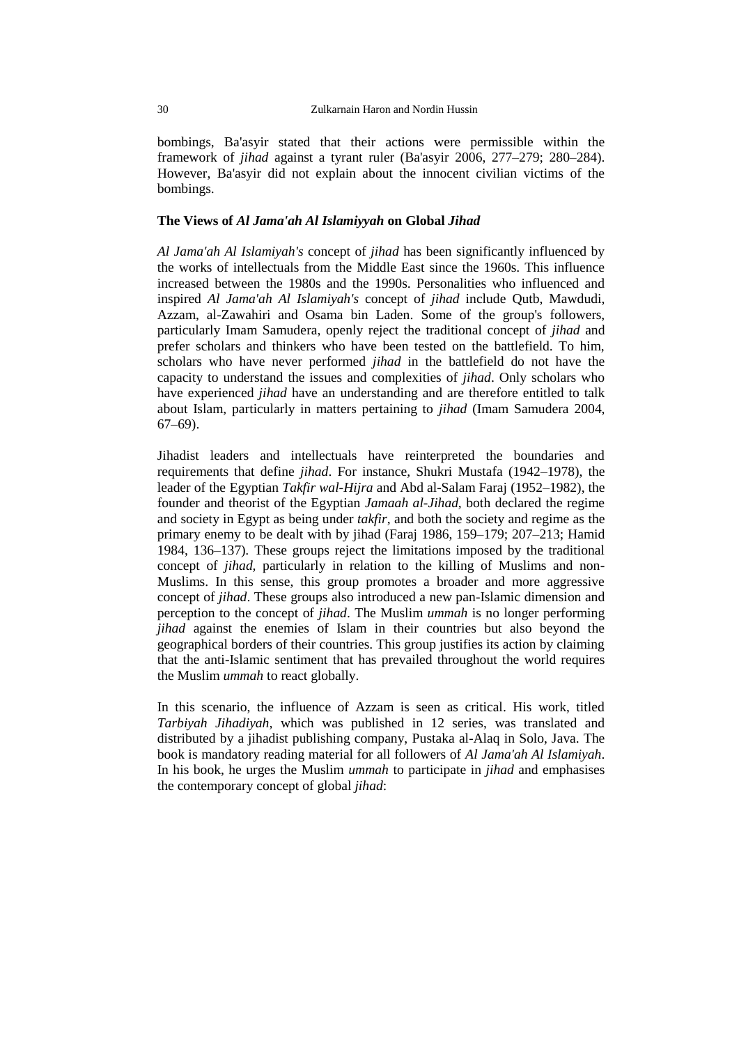bombings, Ba'asyir stated that their actions were permissible within the framework of *jihad* against a tyrant ruler (Ba'asyir 2006, 277–279; 280–284). However, Ba'asyir did not explain about the innocent civilian victims of the bombings.

### The Views of *Al Jama'ah Al Islamiyyah* on Global *Jihad*

*Al Jama'ah Al Islamiyah's* concept of *jihad* has been significantly influenced by the works of intellectuals from the Middle East since the 1960s. This influence increased between the 1980s and the 1990s. Personalities who influenced and inspired *Al Jama'ah Al Islamiyah's* concept of *jihad* include Qutb, Mawdudi, Azzam, al-Zawahiri and Osama bin Laden. Some of the group's followers, particularly Imam Samudera, openly reject the traditional concept of *jihad* and prefer scholars and thinkers who have been tested on the battlefield. To him, scholars who have never performed *jihad* in the battlefield do not have the capacity to understand the issues and complexities of *jihad*. Only scholars who have experienced *jihad* have an understanding and are therefore entitled to talk about Islam, particularly in matters pertaining to *jihad* (Imam Samudera 2004, 67–69).

Jihadist leaders and intellectuals have reinterpreted the boundaries and requirements that define *jihad*. For instance, Shukri Mustafa (1942–1978), the leader of the Egyptian *Takfir wal-Hijra* and Abd al-Salam Faraj (1952–1982), the founder and theorist of the Egyptian *Jamaah al-Jihad*, both declared the regime and society in Egypt as being under *takfir*, and both the society and regime as the primary enemy to be dealt with by jihad (Faraj 1986, 159–179; 207–213; Hamid 1984, 136–137). These groups reject the limitations imposed by the traditional concept of *jihad*, particularly in relation to the killing of Muslims and non-Muslims. In this sense, this group promotes a broader and more aggressive concept of *jihad*. These groups also introduced a new pan-Islamic dimension and perception to the concept of *jihad*. The Muslim *ummah* is no longer performing *jihad* against the enemies of Islam in their countries but also beyond the geographical borders of their countries. This group justifies its action by claiming that the anti-Islamic sentiment that has prevailed throughout the world requires the Muslim *ummah* to react globally.

In this scenario, the influence of Azzam is seen as critical. His work, titled *Tarbiyah Jihadiyah*, which was published in 12 series, was translated and distributed by a jihadist publishing company, Pustaka al-Alaq in Solo, Java. The book is mandatory reading material for all followers of *Al Jama'ah Al Islamiyah*. In his book, he urges the Muslim *ummah* to participate in *jihad* and emphasises the contemporary concept of global *jihad*: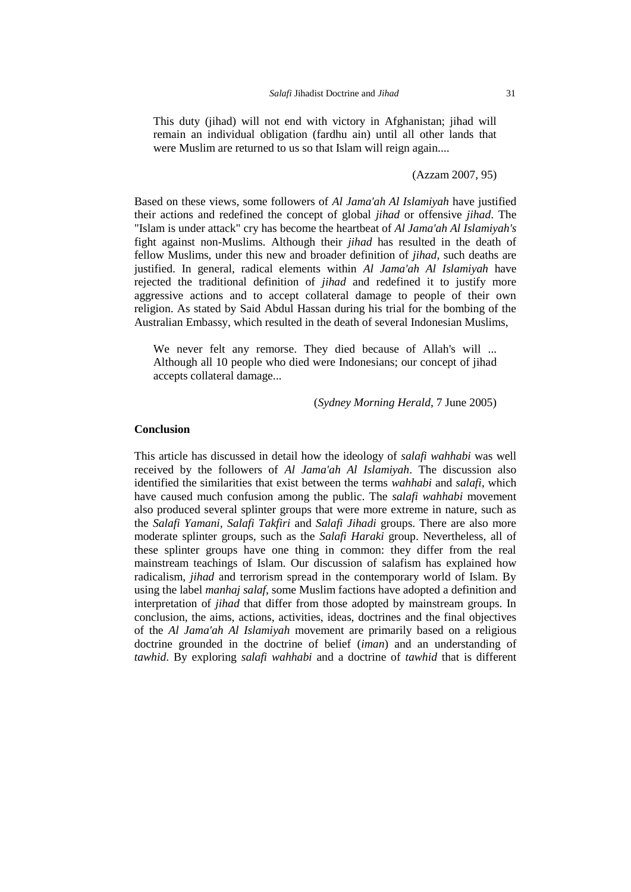> This duty (jihad) will not end with victory in Afghanistan; jihad will remain an individual obligation (fardhu ain) until all other lands that were Muslim are returned to us so that Islam will reign again....
>
> (Azzam 2007, 95)

Based on these views, some followers of *Al Jama'ah Al Islamiyah* have justified their actions and redefined the concept of global *jihad* or offensive *jihad*. The "Islam is under attack" cry has become the heartbeat of *Al Jama'ah Al Islamiyah's* fight against non-Muslims. Although their *jihad* has resulted in the death of fellow Muslims, under this new and broader definition of *jihad*, such deaths are justified. In general, radical elements within *Al Jama'ah Al Islamiyah* have rejected the traditional definition of *jihad* and redefined it to justify more aggressive actions and to accept collateral damage to people of their own religion. As stated by Said Abdul Hassan during his trial for the bombing of the Australian Embassy, which resulted in the death of several Indonesian Muslims,

> We never felt any remorse. They died because of Allah's will ... Although all 10 people who died were Indonesians; our concept of jihad accepts collateral damage...
>
> (*Sydney Morning Herald*, 7 June 2005)

**Conclusion**

This article has discussed in detail how the ideology of *salafi wahhabi* was well received by the followers of *Al Jama'ah Al Islamiyah*. The discussion also identified the similarities that exist between the terms *wahhabi* and *salafi*, which have caused much confusion among the public. The *salafi wahhabi* movement also produced several splinter groups that were more extreme in nature, such as the *Salafi Yamani*, *Salafi Takfiri* and *Salafi Jihadi* groups. There are also more moderate splinter groups, such as the *Salafi Haraki* group. Nevertheless, all of these splinter groups have one thing in common: they differ from the real mainstream teachings of Islam. Our discussion of salafism has explained how radicalism, *jihad* and terrorism spread in the contemporary world of Islam. By using the label *manhaj salaf*, some Muslim factions have adopted a definition and interpretation of *jihad* that differ from those adopted by mainstream groups. In conclusion, the aims, actions, activities, ideas, doctrines and the final objectives of the *Al Jama'ah Al Islamiyah* movement are primarily based on a religious doctrine grounded in the doctrine of belief (*iman*) and an understanding of *tawhid*. By exploring *salafi wahhabi* and a doctrine of *tawhid* that is different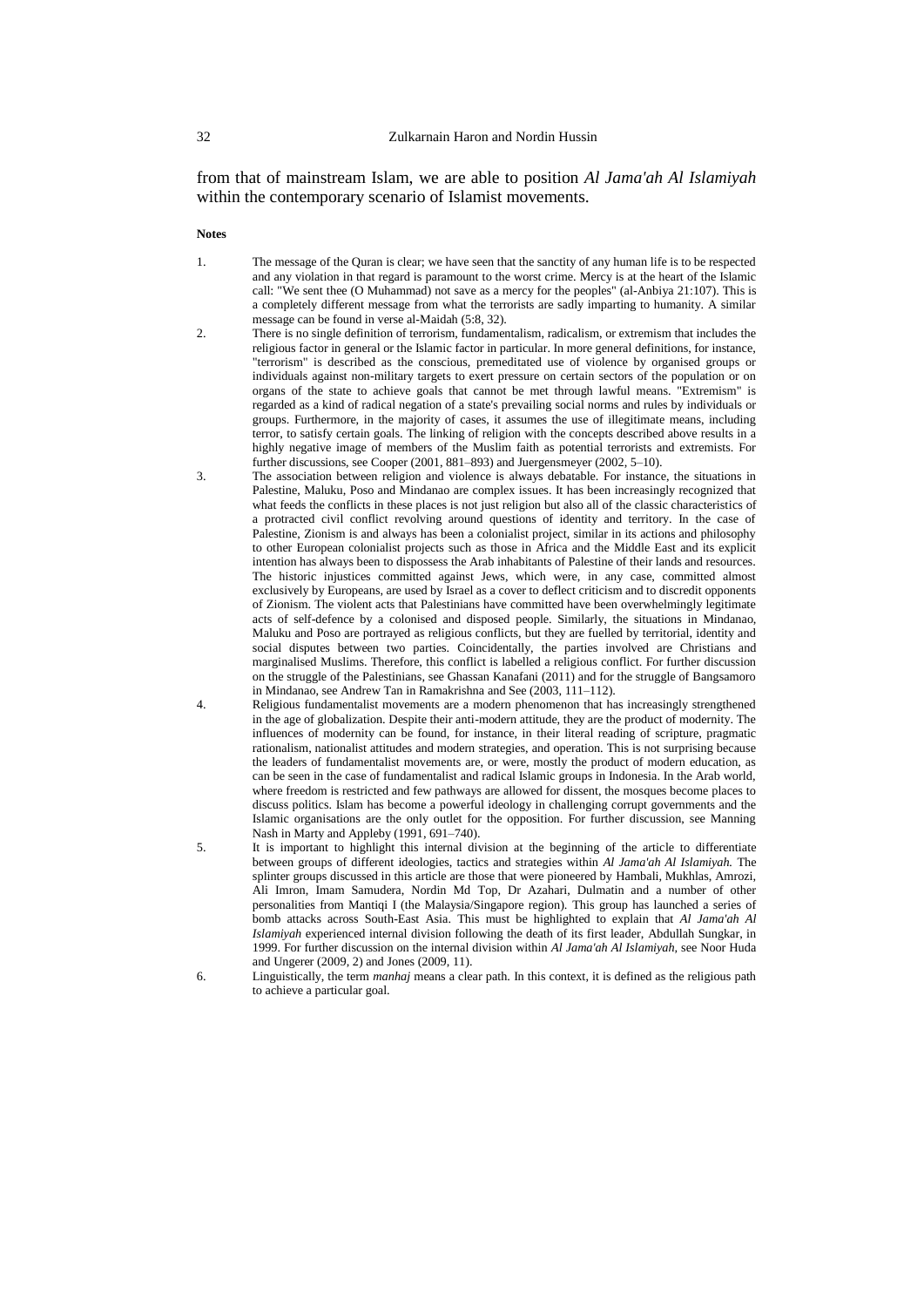from that of mainstream Islam, we are able to position *Al Jama'ah Al Islamiyah* within the contemporary scenario of Islamist movements.

**Notes**

1. The message of the Quran is clear; we have seen that the sanctity of any human life is to be respected and any violation in that regard is paramount to the worst crime. Mercy is at the heart of the Islamic call: "We sent thee (O Muhammad) not save as a mercy for the peoples" (al-Anbiya 21:107). This is a completely different message from what the terrorists are sadly imparting to humanity. A similar message can be found in verse al-Maidah (5:8, 32).
2. There is no single definition of terrorism, fundamentalism, radicalism, or extremism that includes the religious factor in general or the Islamic factor in particular. In more general definitions, for instance, "terrorism" is described as the conscious, premeditated use of violence by organised groups or individuals against non-military targets to exert pressure on certain sectors of the population or on organs of the state to achieve goals that cannot be met through lawful means. "Extremism" is regarded as a kind of radical negation of a state's prevailing social norms and rules by individuals or groups. Furthermore, in the majority of cases, it assumes the use of illegitimate means, including terror, to satisfy certain goals. The linking of religion with the concepts described above results in a highly negative image of members of the Muslim faith as potential terrorists and extremists. For further discussions, see Cooper (2001, 881–893) and Juergensmeyer (2002, 5–10).
3. The association between religion and violence is always debatable. For instance, the situations in Palestine, Maluku, Poso and Mindanao are complex issues. It has been increasingly recognized that what feeds the conflicts in these places is not just religion but also all of the classic characteristics of a protracted civil conflict revolving around questions of identity and territory. In the case of Palestine, Zionism is and always has been a colonialist project, similar in its actions and philosophy to other European colonialist projects such as those in Africa and the Middle East and its explicit intention has always been to dispossess the Arab inhabitants of Palestine of their lands and resources. The historic injustices committed against Jews, which were, in any case, committed almost exclusively by Europeans, are used by Israel as a cover to deflect criticism and to discredit opponents of Zionism. The violent acts that Palestinians have committed have been overwhelmingly legitimate acts of self-defence by a colonised and disposed people. Similarly, the situations in Mindanao, Maluku and Poso are portrayed as religious conflicts, but they are fuelled by territorial, identity and social disputes between two parties. Coincidentally, the parties involved are Christians and marginalised Muslims. Therefore, this conflict is labelled a religious conflict. For further discussion on the struggle of the Palestinians, see Ghassan Kanafani (2011) and for the struggle of Bangsamoro in Mindanao, see Andrew Tan in Ramakrishna and See (2003, 111–112).
4. Religious fundamentalist movements are a modern phenomenon that has increasingly strengthened in the age of globalization. Despite their anti-modern attitude, they are the product of modernity. The influences of modernity can be found, for instance, in their literal reading of scripture, pragmatic rationalism, nationalist attitudes and modern strategies, and operation. This is not surprising because the leaders of fundamentalist movements are, or were, mostly the product of modern education, as can be seen in the case of fundamentalist and radical Islamic groups in Indonesia. In the Arab world, where freedom is restricted and few pathways are allowed for dissent, the mosques become places to discuss politics. Islam has become a powerful ideology in challenging corrupt governments and the Islamic organisations are the only outlet for the opposition. For further discussion, see Manning Nash in Marty and Appleby (1991, 691–740).
5. It is important to highlight this internal division at the beginning of the article to differentiate between groups of different ideologies, tactics and strategies within *Al Jama'ah Al Islamiyah.* The splinter groups discussed in this article are those that were pioneered by Hambali, Mukhlas, Amrozi, Ali Imron, Imam Samudera, Nordin Md Top, Dr Azahari, Dulmatin and a number of other personalities from Mantiqi I (the Malaysia/Singapore region). This group has launched a series of bomb attacks across South-East Asia. This must be highlighted to explain that *Al Jama'ah Al Islamiyah* experienced internal division following the death of its first leader, Abdullah Sungkar, in 1999. For further discussion on the internal division within *Al Jama'ah Al Islamiyah*, see Noor Huda and Ungerer (2009, 2) and Jones (2009, 11).
6. Linguistically, the term *manhaj* means a clear path. In this context, it is defined as the religious path to achieve a particular goal.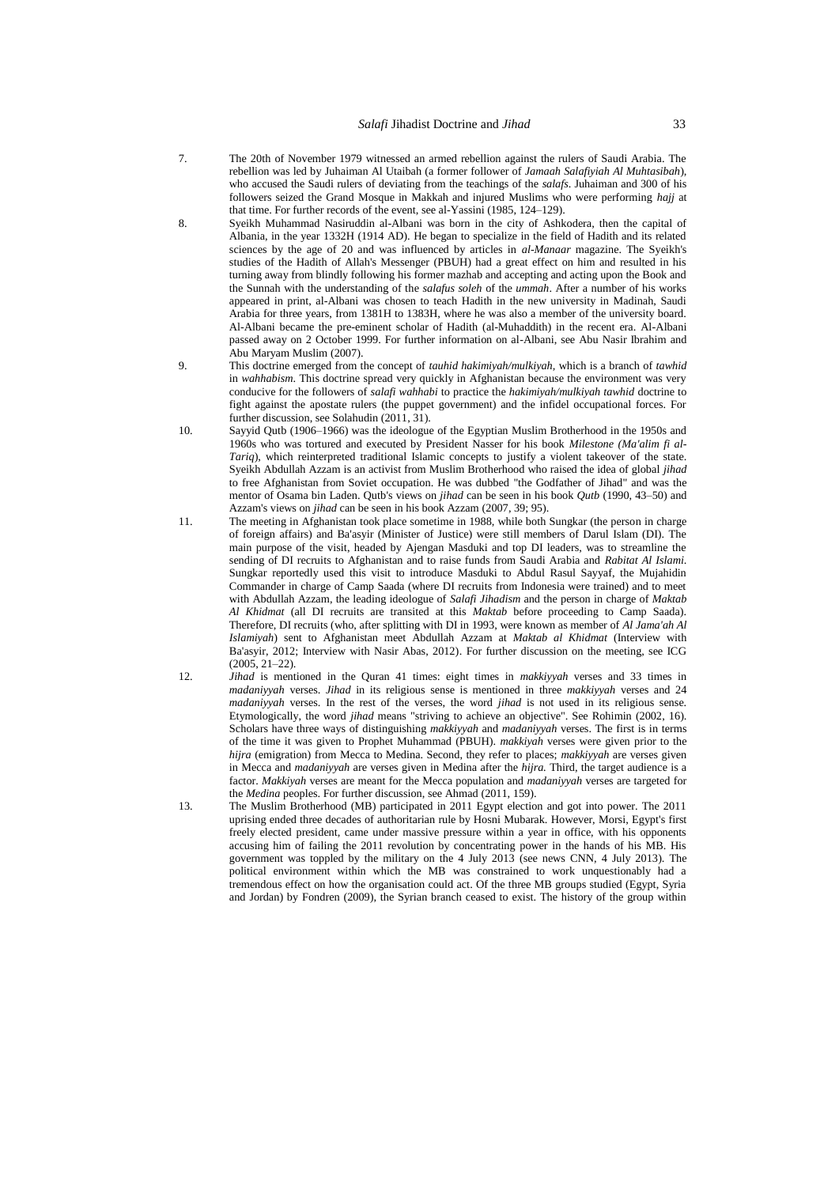7. The 20th of November 1979 witnessed an armed rebellion against the rulers of Saudi Arabia. The rebellion was led by Juhaiman Al Utaibah (a former follower of *Jamaah Salafiyiah Al Muhtasibah*), who accused the Saudi rulers of deviating from the teachings of the *salafs*. Juhaiman and 300 of his followers seized the Grand Mosque in Makkah and injured Muslims who were performing *hajj* at that time. For further records of the event, see al-Yassini (1985, 124–129).

8. Syeikh Muhammad Nasiruddin al-Albani was born in the city of Ashkodera, then the capital of Albania, in the year 1332H (1914 AD). He began to specialize in the field of Hadith and its related sciences by the age of 20 and was influenced by articles in *al-Manaar* magazine. The Syeikh's studies of the Hadith of Allah's Messenger (PBUH) had a great effect on him and resulted in his turning away from blindly following his former mazhab and accepting and acting upon the Book and the Sunnah with the understanding of the *salafus soleh* of the *ummah*. After a number of his works appeared in print, al-Albani was chosen to teach Hadith in the new university in Madinah, Saudi Arabia for three years, from 1381H to 1383H, where he was also a member of the university board. Al-Albani became the pre-eminent scholar of Hadith (al-Muhaddith) in the recent era. Al-Albani passed away on 2 October 1999. For further information on al-Albani, see Abu Nasir Ibrahim and Abu Maryam Muslim (2007).

9. This doctrine emerged from the concept of *tauhid hakimiyah/mulkiyah*, which is a branch of *tawhid* in *wahhabism*. This doctrine spread very quickly in Afghanistan because the environment was very conducive for the followers of *salafi wahhabi* to practice the *hakimiyah/mulkiyah tawhid* doctrine to fight against the apostate rulers (the puppet government) and the infidel occupational forces. For further discussion, see Solahudin (2011, 31).

10. Sayyid Qutb (1906–1966) was the ideologue of the Egyptian Muslim Brotherhood in the 1950s and 1960s who was tortured and executed by President Nasser for his book *Milestone (Ma'alim fi al-Tariq*), which reinterpreted traditional Islamic concepts to justify a violent takeover of the state. Syeikh Abdullah Azzam is an activist from Muslim Brotherhood who raised the idea of global *jihad* to free Afghanistan from Soviet occupation. He was dubbed "the Godfather of Jihad" and was the mentor of Osama bin Laden. Qutb's views on *jihad* can be seen in his book *Qutb* (1990, 43–50) and Azzam's views on *jihad* can be seen in his book Azzam (2007, 39; 95).

11. The meeting in Afghanistan took place sometime in 1988, while both Sungkar (the person in charge of foreign affairs) and Ba'asyir (Minister of Justice) were still members of Darul Islam (DI). The main purpose of the visit, headed by Ajengan Masduki and top DI leaders, was to streamline the sending of DI recruits to Afghanistan and to raise funds from Saudi Arabia and *Rabitat Al Islami*. Sungkar reportedly used this visit to introduce Masduki to Abdul Rasul Sayyaf, the Mujahidin Commander in charge of Camp Saada (where DI recruits from Indonesia were trained) and to meet with Abdullah Azzam, the leading ideologue of *Salafi Jihadism* and the person in charge of *Maktab Al Khidmat* (all DI recruits are transited at this *Maktab* before proceeding to Camp Saada). Therefore, DI recruits (who, after splitting with DI in 1993, were known as member of *Al Jama'ah Al Islamiyah*) sent to Afghanistan meet Abdullah Azzam at *Maktab al Khidmat* (Interview with Ba'asyir, 2012; Interview with Nasir Abas, 2012). For further discussion on the meeting, see ICG (2005, 21–22).

12. *Jihad* is mentioned in the Quran 41 times: eight times in *makkiyyah* verses and 33 times in *madaniyyah* verses. *Jihad* in its religious sense is mentioned in three *makkiyyah* verses and 24 *madaniyyah* verses. In the rest of the verses, the word *jihad* is not used in its religious sense. Etymologically, the word *jihad* means "striving to achieve an objective". See Rohimin (2002, 16). Scholars have three ways of distinguishing *makkiyyah* and *madaniyyah* verses. The first is in terms of the time it was given to Prophet Muhammad (PBUH). *makkiyah* verses were given prior to the *hijra* (emigration) from Mecca to Medina. Second, they refer to places; *makkiyyah* are verses given in Mecca and *madaniyyah* are verses given in Medina after the *hijra.* Third, the target audience is a factor. *Makkiyah* verses are meant for the Mecca population and *madaniyyah* verses are targeted for the *Medina* peoples. For further discussion, see Ahmad (2011, 159).

13. The Muslim Brotherhood (MB) participated in 2011 Egypt election and got into power. The 2011 uprising ended three decades of authoritarian rule by Hosni Mubarak. However, Morsi, Egypt's first freely elected president, came under massive pressure within a year in office, with his opponents accusing him of failing the 2011 revolution by concentrating power in the hands of his MB. His government was toppled by the military on the 4 July 2013 (see news CNN, 4 July 2013). The political environment within which the MB was constrained to work unquestionably had a tremendous effect on how the organisation could act. Of the three MB groups studied (Egypt, Syria and Jordan) by Fondren (2009), the Syrian branch ceased to exist. The history of the group within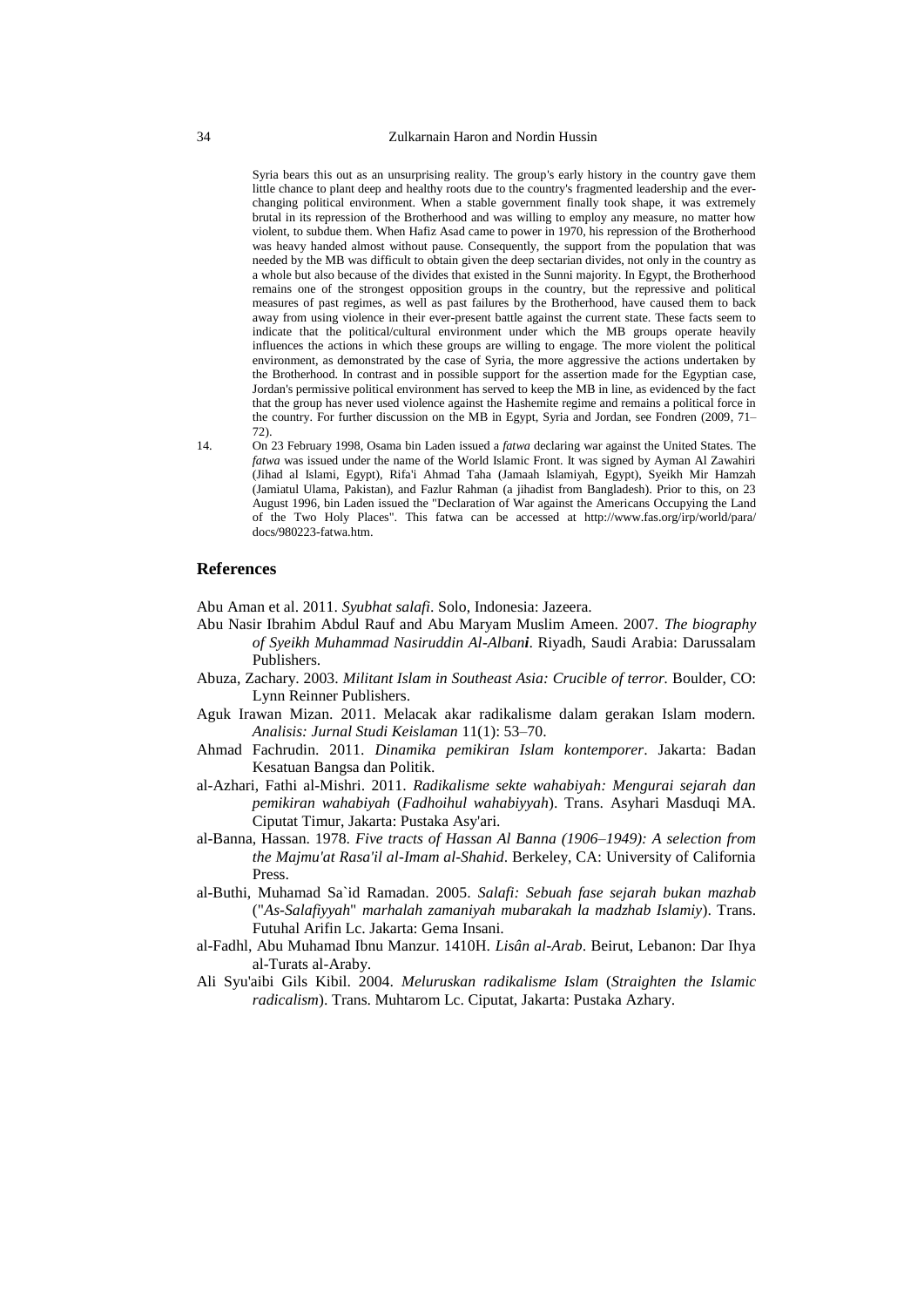Syria bears this out as an unsurprising reality. The group's early history in the country gave them little chance to plant deep and healthy roots due to the country's fragmented leadership and the ever-changing political environment. When a stable government finally took shape, it was extremely brutal in its repression of the Brotherhood and was willing to employ any measure, no matter how violent, to subdue them. When Hafiz Asad came to power in 1970, his repression of the Brotherhood was heavy handed almost without pause. Consequently, the support from the population that was needed by the MB was difficult to obtain given the deep sectarian divides, not only in the country as a whole but also because of the divides that existed in the Sunni majority. In Egypt, the Brotherhood remains one of the strongest opposition groups in the country, but the repressive and political measures of past regimes, as well as past failures by the Brotherhood, have caused them to back away from using violence in their ever-present battle against the current state. These facts seem to indicate that the political/cultural environment under which the MB groups operate heavily influences the actions in which these groups are willing to engage. The more violent the political environment, as demonstrated by the case of Syria, the more aggressive the actions undertaken by the Brotherhood. In contrast and in possible support for the assertion made for the Egyptian case, Jordan's permissive political environment has served to keep the MB in line, as evidenced by the fact that the group has never used violence against the Hashemite regime and remains a political force in the country. For further discussion on the MB in Egypt, Syria and Jordan, see Fondren (2009, 71–72).

14. On 23 February 1998, Osama bin Laden issued a *fatwa* declaring war against the United States. The *fatwa* was issued under the name of the World Islamic Front. It was signed by Ayman Al Zawahiri (Jihad al Islami, Egypt), Rifa'i Ahmad Taha (Jamaah Islamiyah, Egypt), Syeikh Mir Hamzah (Jamiatul Ulama, Pakistan), and Fazlur Rahman (a jihadist from Bangladesh). Prior to this, on 23 August 1996, bin Laden issued the "Declaration of War against the Americans Occupying the Land of the Two Holy Places". This fatwa can be accessed at http://www.fas.org/irp/world/para/docs/980223-fatwa.htm.

## References

Abu Aman et al. 2011. *Syubhat salafi*. Solo, Indonesia: Jazeera.

Abu Nasir Ibrahim Abdul Rauf and Abu Maryam Muslim Ameen. 2007. *The biography of Syeikh Muhammad Nasiruddin Al-Albani*. Riyadh, Saudi Arabia: Darussalam Publishers.

Abuza, Zachary. 2003. *Militant Islam in Southeast Asia: Crucible of terror.* Boulder, CO: Lynn Reinner Publishers.

Aguk Irawan Mizan. 2011. Melacak akar radikalisme dalam gerakan Islam modern. *Analisis: Jurnal Studi Keislaman* 11(1): 53–70.

Ahmad Fachrudin. 2011. *Dinamika pemikiran Islam kontemporer*. Jakarta: Badan Kesatuan Bangsa dan Politik.

al-Azhari, Fathi al-Mishri. 2011. *Radikalisme sekte wahabiyah: Mengurai sejarah dan pemikiran wahabiyah* (*Fadhoihul wahabiyyah*). Trans. Asyhari Masduqi MA. Ciputat Timur, Jakarta: Pustaka Asy'ari.

al-Banna, Hassan. 1978. *Five tracts of Hassan Al Banna (1906–1949): A selection from the Majmu'at Rasa'il al-Imam al-Shahid*. Berkeley, CA: University of California Press.

al-Buthi, Muhamad Sa`id Ramadan. 2005. *Salafi: Sebuah fase sejarah bukan mazhab* ("*As-Salafiyyah*" *marhalah zamaniyah mubarakah la madzhab Islamiy*). Trans. Futuhal Arifin Lc. Jakarta: Gema Insani.

al-Fadhl, Abu Muhamad Ibnu Manzur. 1410H. *Lisân al-Arab*. Beirut, Lebanon: Dar Ihya al-Turats al-Araby.

Ali Syu'aibi Gils Kibil. 2004. *Meluruskan radikalisme Islam* (*Straighten the Islamic radicalism*). Trans. Muhtarom Lc. Ciputat, Jakarta: Pustaka Azhary.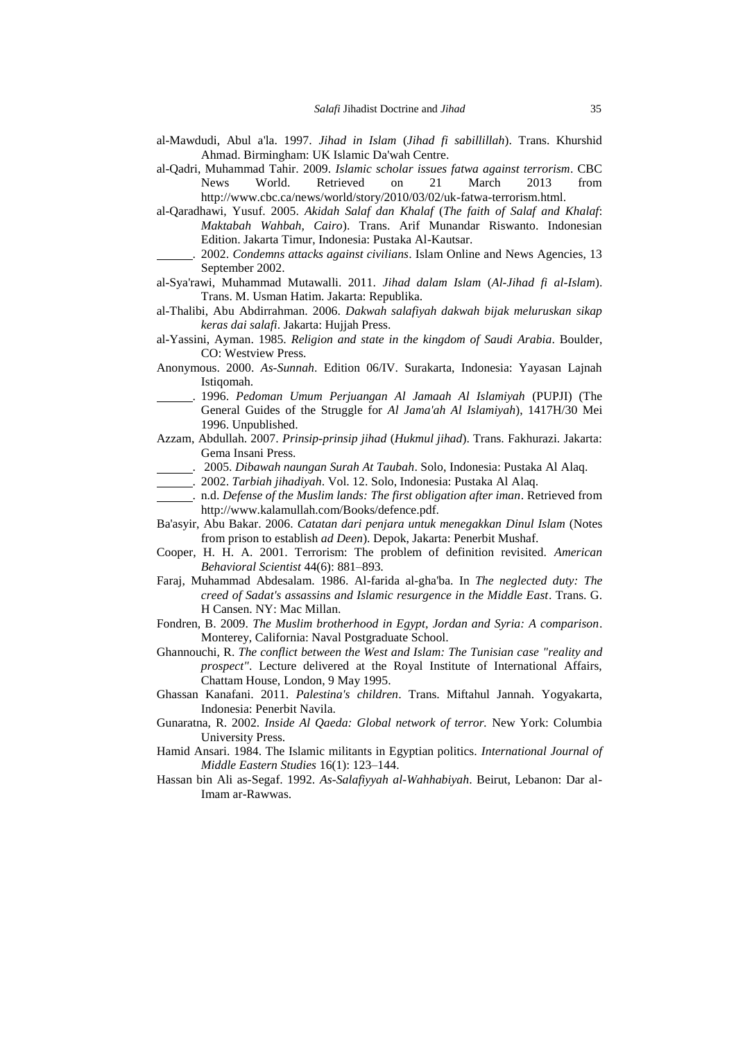al-Mawdudi, Abul a'la. 1997. *Jihad in Islam* (*Jihad fi sabillillah*). Trans. Khurshid Ahmad. Birmingham: UK Islamic Da'wah Centre.

al-Qadri, Muhammad Tahir. 2009. *Islamic scholar issues fatwa against terrorism*. CBC News World. Retrieved on 21 March 2013 from http://www.cbc.ca/news/world/story/2010/03/02/uk-fatwa-terrorism.html.

al-Qaradhawi, Yusuf. 2005. *Akidah Salaf dan Khalaf* (*The faith of Salaf and Khalaf*: *Maktabah Wahbah, Cairo*). Trans. Arif Munandar Riswanto. Indonesian Edition. Jakarta Timur, Indonesia: Pustaka Al-Kautsar.

______. 2002. *Condemns attacks against civilians*. Islam Online and News Agencies, 13 September 2002.

al-Sya'rawi, Muhammad Mutawalli. 2011. *Jihad dalam Islam* (*Al-Jihad fi al-Islam*). Trans. M. Usman Hatim. Jakarta: Republika.

al-Thalibi, Abu Abdirrahman. 2006. *Dakwah salafiyah dakwah bijak meluruskan sikap keras dai salafi*. Jakarta: Hujjah Press.

al-Yassini, Ayman. 1985. *Religion and state in the kingdom of Saudi Arabia*. Boulder, CO: Westview Press.

Anonymous. 2000. *As-Sunnah*. Edition 06/IV. Surakarta, Indonesia: Yayasan Lajnah Istiqomah.

______. 1996. *Pedoman Umum Perjuangan Al Jamaah Al Islamiyah* (PUPJI) (The General Guides of the Struggle for *Al Jama'ah Al Islamiyah*), 1417H/30 Mei 1996. Unpublished.

Azzam, Abdullah. 2007. *Prinsip-prinsip jihad* (*Hukmul jihad*). Trans. Fakhurazi. Jakarta: Gema Insani Press.

______. 2005. *Dibawah naungan Surah At Taubah*. Solo, Indonesia: Pustaka Al Alaq.

______. 2002. *Tarbiah jihadiyah*. Vol. 12. Solo, Indonesia: Pustaka Al Alaq.

______. n.d. *Defense of the Muslim lands: The first obligation after iman*. Retrieved from http://www.kalamullah.com/Books/defence.pdf.

Ba'asyir, Abu Bakar. 2006. *Catatan dari penjara untuk menegakkan Dinul Islam* (Notes from prison to establish *ad Deen*). Depok, Jakarta: Penerbit Mushaf.

Cooper, H. H. A. 2001. Terrorism: The problem of definition revisited. *American Behavioral Scientist* 44(6): 881–893.

Faraj, Muhammad Abdesalam. 1986. Al-farida al-gha'ba. In *The neglected duty: The creed of Sadat's assassins and Islamic resurgence in the Middle East*. Trans. G. H Cansen. NY: Mac Millan.

Fondren, B. 2009. *The Muslim brotherhood in Egypt, Jordan and Syria: A comparison*. Monterey, California: Naval Postgraduate School.

Ghannouchi, R. *The conflict between the West and Islam: The Tunisian case "reality and prospect"*. Lecture delivered at the Royal Institute of International Affairs, Chattam House, London, 9 May 1995.

Ghassan Kanafani. 2011. *Palestina's children*. Trans. Miftahul Jannah. Yogyakarta, Indonesia: Penerbit Navila.

Gunaratna, R. 2002. *Inside Al Qaeda: Global network of terror.* New York: Columbia University Press.

Hamid Ansari. 1984. The Islamic militants in Egyptian politics. *International Journal of Middle Eastern Studies* 16(1): 123–144.

Hassan bin Ali as-Segaf. 1992. *As-Salafiyyah al-Wahhabiyah*. Beirut, Lebanon: Dar al-Imam ar-Rawwas.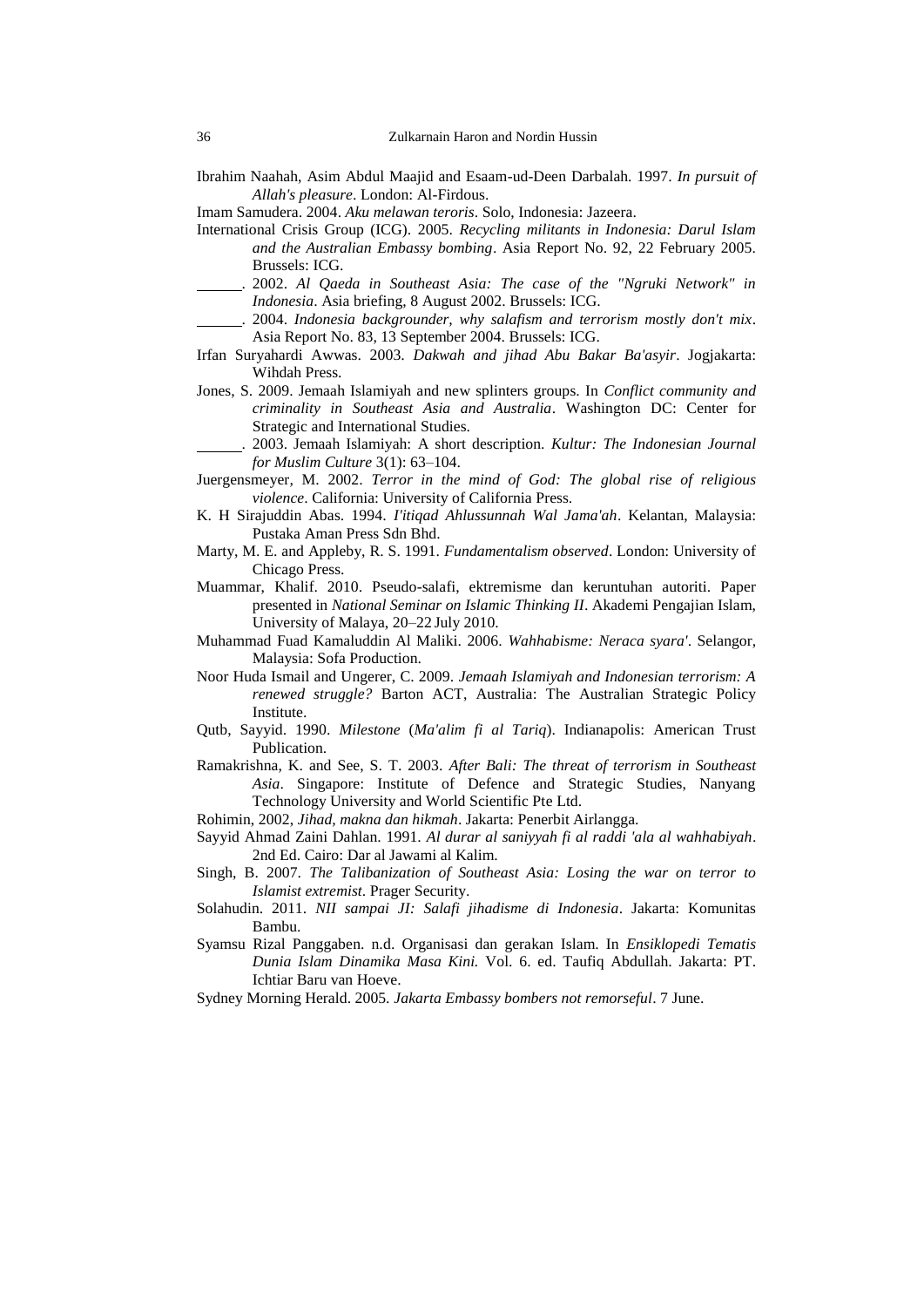Ibrahim Naahah, Asim Abdul Maajid and Esaam-ud-Deen Darbalah. 1997. *In pursuit of Allah's pleasure*. London: Al-Firdous.

Imam Samudera. 2004. *Aku melawan teroris*. Solo, Indonesia: Jazeera.

International Crisis Group (ICG). 2005. *Recycling militants in Indonesia: Darul Islam and the Australian Embassy bombing*. Asia Report No. 92, 22 February 2005. Brussels: ICG.

______. 2002. *Al Qaeda in Southeast Asia: The case of the "Ngruki Network" in Indonesia*. Asia briefing, 8 August 2002. Brussels: ICG.

______. 2004. *Indonesia backgrounder, why salafism and terrorism mostly don't mix*. Asia Report No. 83, 13 September 2004. Brussels: ICG.

Irfan Suryahardi Awwas. 2003. *Dakwah and jihad Abu Bakar Ba'asyir*. Jogjakarta: Wihdah Press.

Jones, S. 2009. Jemaah Islamiyah and new splinters groups. In *Conflict community and criminality in Southeast Asia and Australia*. Washington DC: Center for Strategic and International Studies.

______. 2003. Jemaah Islamiyah: A short description. *Kultur: The Indonesian Journal for Muslim Culture* 3(1): 63–104.

Juergensmeyer, M. 2002. *Terror in the mind of God: The global rise of religious violence*. California: University of California Press.

K. H Sirajuddin Abas. 1994. *I'itiqad Ahlussunnah Wal Jama'ah*. Kelantan, Malaysia: Pustaka Aman Press Sdn Bhd.

Marty, M. E. and Appleby, R. S. 1991. *Fundamentalism observed*. London: University of Chicago Press.

Muammar, Khalif. 2010. Pseudo-salafi, ektremisme dan keruntuhan autoriti. Paper presented in *National Seminar on Islamic Thinking II*. Akademi Pengajian Islam, University of Malaya, 20–22 July 2010.

Muhammad Fuad Kamaluddin Al Maliki. 2006. *Wahhabisme: Neraca syara'*. Selangor, Malaysia: Sofa Production.

Noor Huda Ismail and Ungerer, C. 2009. *Jemaah Islamiyah and Indonesian terrorism: A renewed struggle?* Barton ACT, Australia: The Australian Strategic Policy Institute.

Qutb, Sayyid. 1990. *Milestone* (*Ma'alim fi al Tariq*). Indianapolis: American Trust Publication.

Ramakrishna, K. and See, S. T. 2003. *After Bali: The threat of terrorism in Southeast Asia*. Singapore: Institute of Defence and Strategic Studies, Nanyang Technology University and World Scientific Pte Ltd.

Rohimin, 2002, *Jihad, makna dan hikmah*. Jakarta: Penerbit Airlangga.

Sayyid Ahmad Zaini Dahlan. 1991. *Al durar al saniyyah fi al raddi 'ala al wahhabiyah*. 2nd Ed. Cairo: Dar al Jawami al Kalim.

Singh, B. 2007. *The Talibanization of Southeast Asia: Losing the war on terror to Islamist extremist*. Prager Security.

Solahudin. 2011. *NII sampai JI: Salafi jihadisme di Indonesia*. Jakarta: Komunitas Bambu.

Syamsu Rizal Panggaben. n.d. Organisasi dan gerakan Islam. In *Ensiklopedi Tematis Dunia Islam Dinamika Masa Kini.* Vol. 6. ed. Taufiq Abdullah. Jakarta: PT. Ichtiar Baru van Hoeve.

Sydney Morning Herald. 2005. *Jakarta Embassy bombers not remorseful*. 7 June.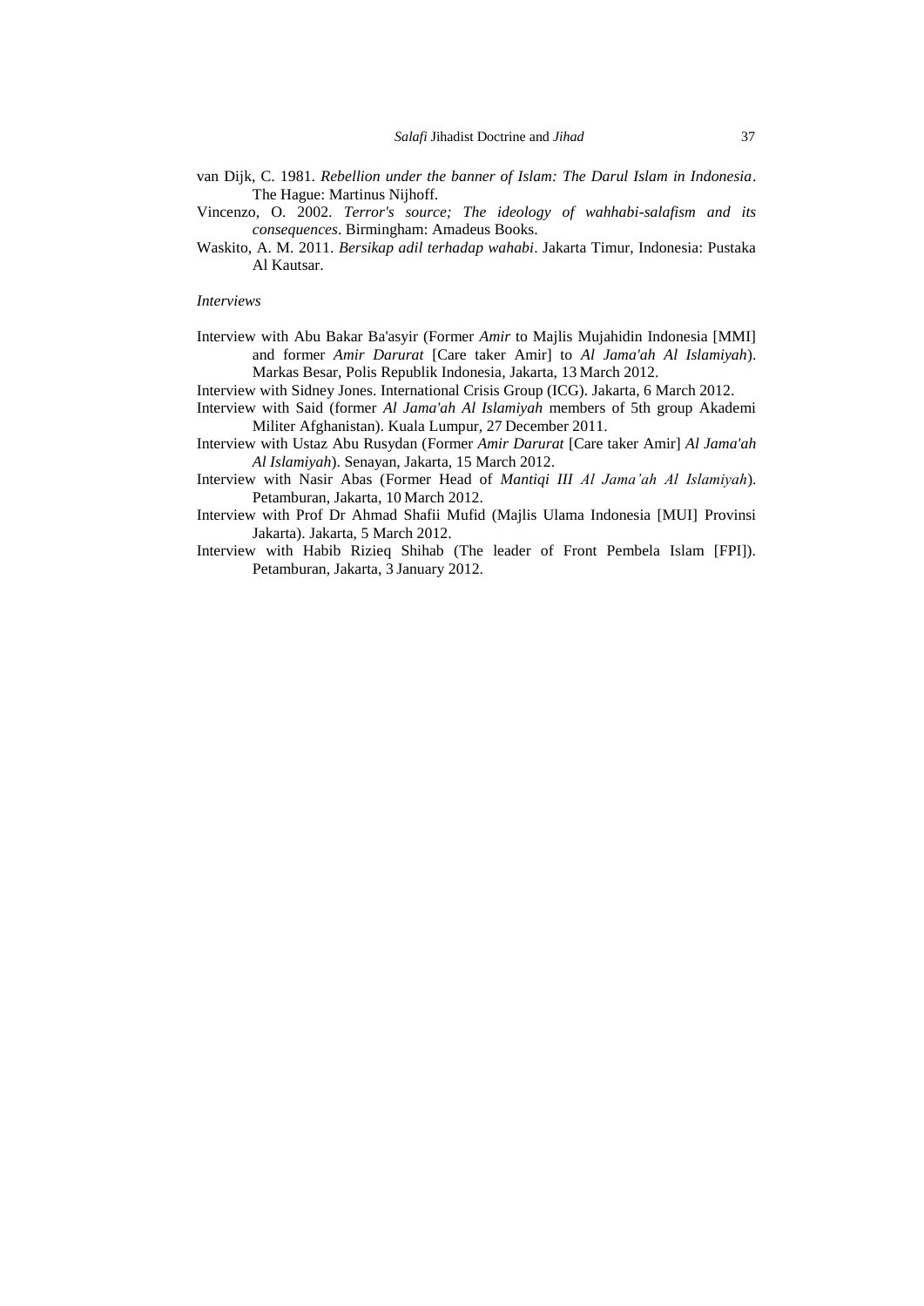van Dijk, C. 1981. *Rebellion under the banner of Islam: The Darul Islam in Indonesia*. The Hague: Martinus Nijhoff.

Vincenzo, O. 2002. *Terror's source; The ideology of wahhabi-salafism and its consequences*. Birmingham: Amadeus Books.

Waskito, A. M. 2011. *Bersikap adil terhadap wahabi*. Jakarta Timur, Indonesia: Pustaka Al Kautsar.

*Interviews*

Interview with Abu Bakar Ba'asyir (Former *Amir* to Majlis Mujahidin Indonesia [MMI] and former *Amir Darurat* [Care taker Amir] to *Al Jama'ah Al Islamiyah*). Markas Besar, Polis Republik Indonesia, Jakarta, 13 March 2012.

Interview with Sidney Jones. International Crisis Group (ICG). Jakarta, 6 March 2012.

Interview with Said (former *Al Jama'ah Al Islamiyah* members of 5th group Akademi Militer Afghanistan). Kuala Lumpur, 27 December 2011.

Interview with Ustaz Abu Rusydan (Former *Amir Darurat* [Care taker Amir] *Al Jama'ah Al Islamiyah*). Senayan, Jakarta, 15 March 2012.

Interview with Nasir Abas (Former Head of *Mantiqi III Al Jama'ah Al Islamiyah*). Petamburan, Jakarta, 10 March 2012.

Interview with Prof Dr Ahmad Shafii Mufid (Majlis Ulama Indonesia [MUI] Provinsi Jakarta). Jakarta, 5 March 2012.

Interview with Habib Rizieq Shihab (The leader of Front Pembela Islam [FPI]). Petamburan, Jakarta, 3 January 2012.